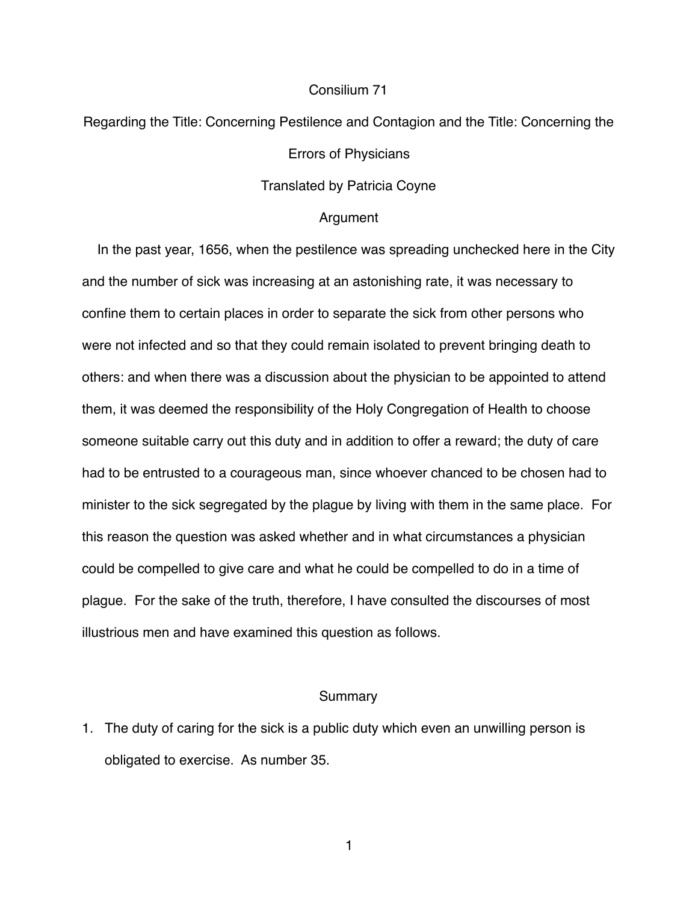# Consilium 71

## Regarding the Title: Concerning Pestilence and Contagion and the Title: Concerning the Errors of Physicians

Translated by Patricia Coyne

### Argument

In the past year, 1656, when the pestilence was spreading unchecked here in the City and the number of sick was increasing at an astonishing rate, it was necessary to confine them to certain places in order to separate the sick from other persons who were not infected and so that they could remain isolated to prevent bringing death to others: and when there was a discussion about the physician to be appointed to attend them, it was deemed the responsibility of the Holy Congregation of Health to choose someone suitable carry out this duty and in addition to offer a reward; the duty of care had to be entrusted to a courageous man, since whoever chanced to be chosen had to minister to the sick segregated by the plague by living with them in the same place. For this reason the question was asked whether and in what circumstances a physician could be compelled to give care and what he could be compelled to do in a time of plague. For the sake of the truth, therefore, I have consulted the discourses of most illustrious men and have examined this question as follows.

### Summary

1. The duty of caring for the sick is a public duty which even an unwilling person is obligated to exercise. As number 35.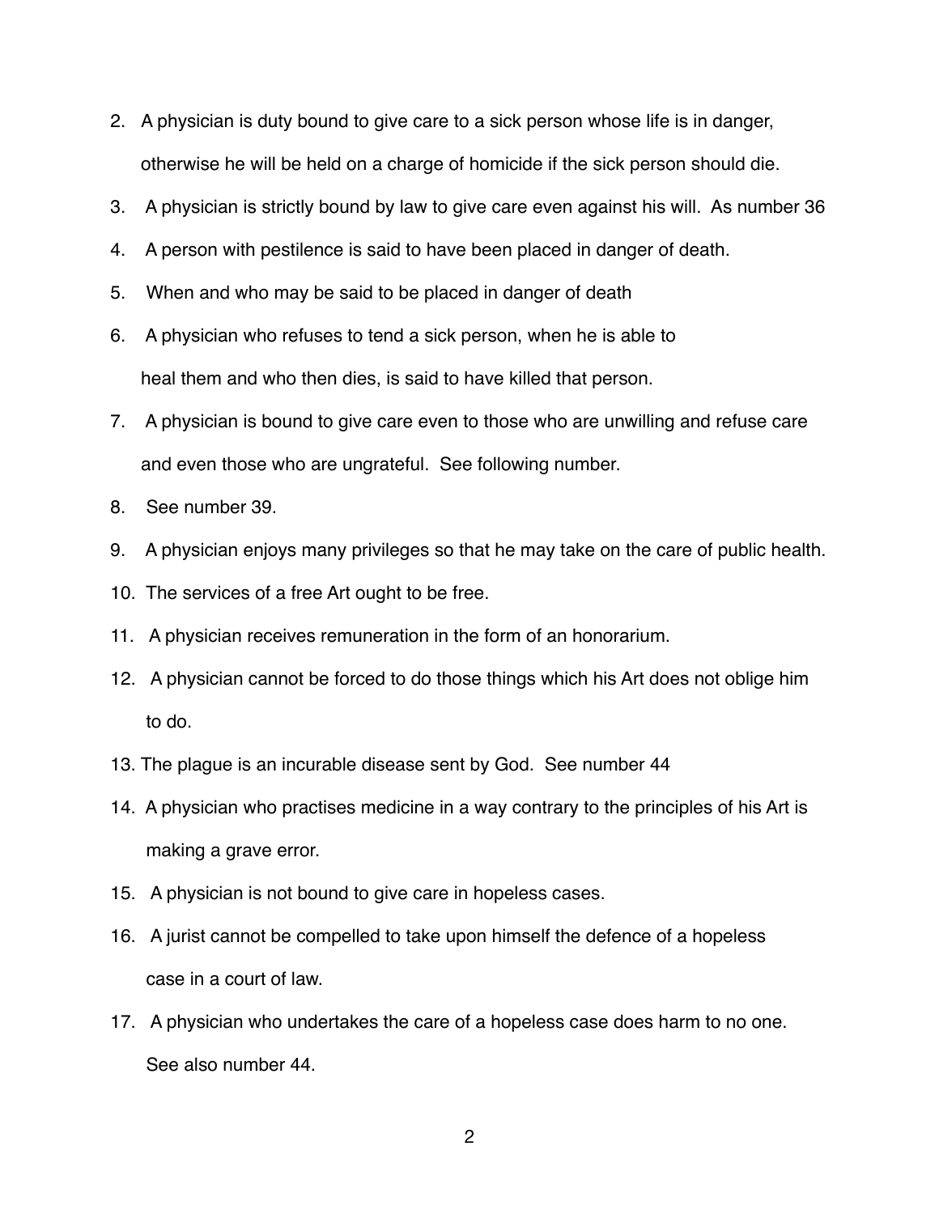2. A physician is duty bound to give care to a sick person whose life is in danger, otherwise he will be held on a charge of homicide if the sick person should die.
3. A physician is strictly bound by law to give care even against his will. As number 36
4. A person with pestilence is said to have been placed in danger of death.
5. When and who may be said to be placed in danger of death
6. A physician who refuses to tend a sick person, when he is able to heal them and who then dies, is said to have killed that person.
7. A physician is bound to give care even to those who are unwilling and refuse care and even those who are ungrateful. See following number.
8. See number 39.
9. A physician enjoys many privileges so that he may take on the care of public health.
10. The services of a free Art ought to be free.
11. A physician receives remuneration in the form of an honorarium.
12. A physician cannot be forced to do those things which his Art does not oblige him to do.
13. The plague is an incurable disease sent by God. See number 44
14. A physician who practises medicine in a way contrary to the principles of his Art is making a grave error.
15. A physician is not bound to give care in hopeless cases.
16. A jurist cannot be compelled to take upon himself the defence of a hopeless case in a court of law.
17. A physician who undertakes the care of a hopeless case does harm to no one. See also number 44.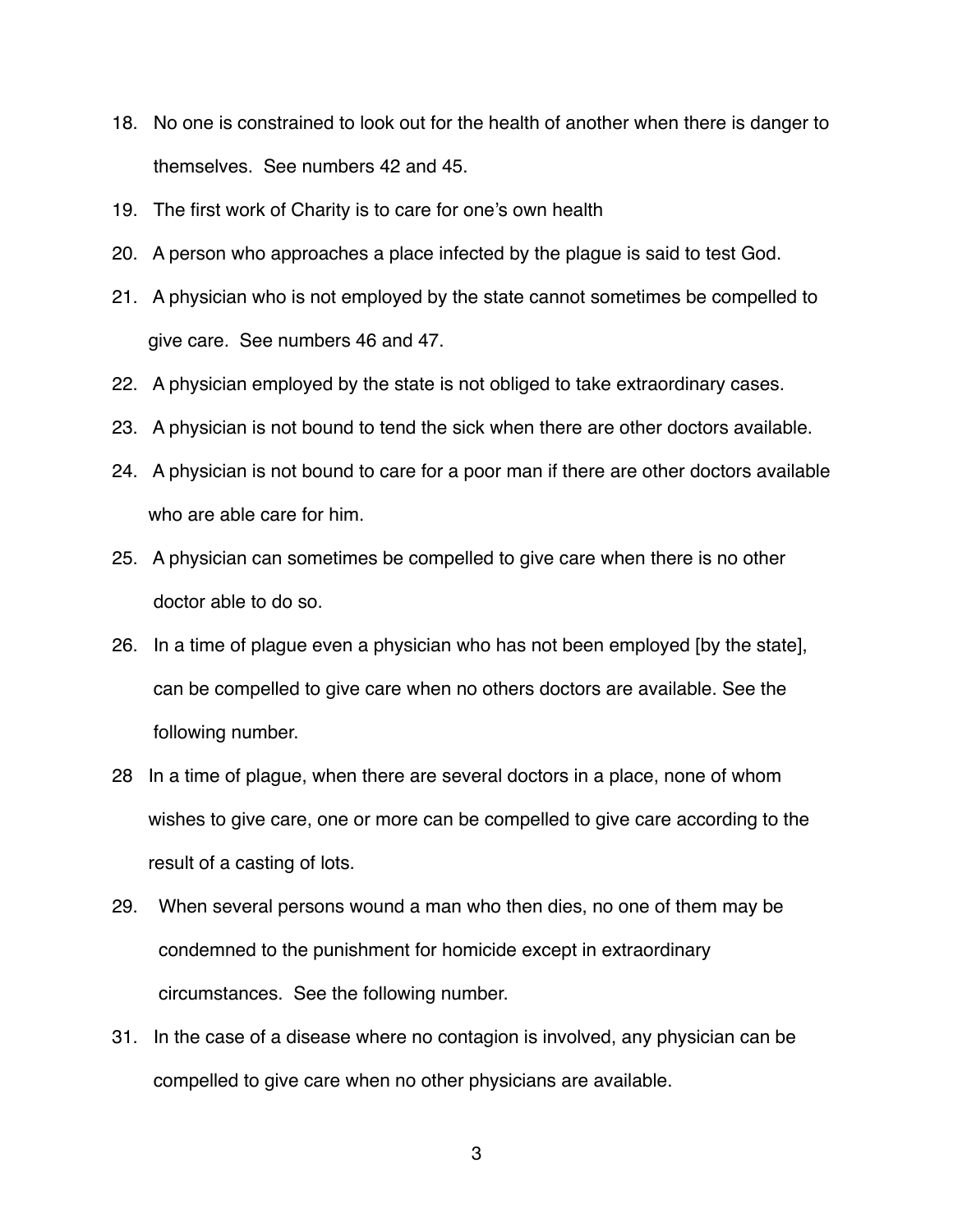18. No one is constrained to look out for the health of another when there is danger to themselves. See numbers 42 and 45.
19. The first work of Charity is to care for one's own health
20. A person who approaches a place infected by the plague is said to test God.
21. A physician who is not employed by the state cannot sometimes be compelled to give care. See numbers 46 and 47.
22. A physician employed by the state is not obliged to take extraordinary cases.
23. A physician is not bound to tend the sick when there are other doctors available.
24. A physician is not bound to care for a poor man if there are other doctors available who are able care for him.
25. A physician can sometimes be compelled to give care when there is no other doctor able to do so.
26. In a time of plague even a physician who has not been employed [by the state], can be compelled to give care when no others doctors are available. See the following number.

28 In a time of plague, when there are several doctors in a place, none of whom wishes to give care, one or more can be compelled to give care according to the result of a casting of lots.

29. When several persons wound a man who then dies, no one of them may be condemned to the punishment for homicide except in extraordinary circumstances. See the following number.

31. In the case of a disease where no contagion is involved, any physician can be compelled to give care when no other physicians are available.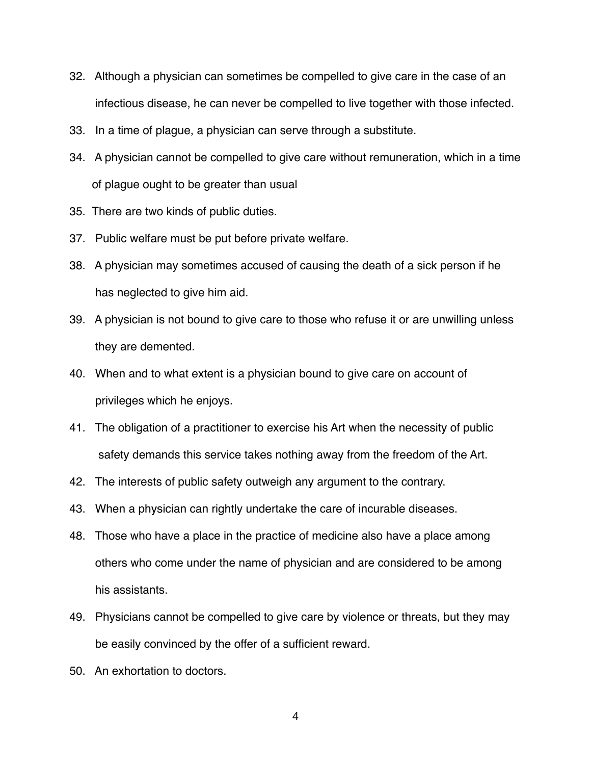32. Although a physician can sometimes be compelled to give care in the case of an infectious disease, he can never be compelled to live together with those infected.
33. In a time of plague, a physician can serve through a substitute.
34. A physician cannot be compelled to give care without remuneration, which in a time of plague ought to be greater than usual
35. There are two kinds of public duties.
37. Public welfare must be put before private welfare.
38. A physician may sometimes accused of causing the death of a sick person if he has neglected to give him aid.
39. A physician is not bound to give care to those who refuse it or are unwilling unless they are demented.
40. When and to what extent is a physician bound to give care on account of privileges which he enjoys.
41. The obligation of a practitioner to exercise his Art when the necessity of public safety demands this service takes nothing away from the freedom of the Art.
42. The interests of public safety outweigh any argument to the contrary.
43. When a physician can rightly undertake the care of incurable diseases.
48. Those who have a place in the practice of medicine also have a place among others who come under the name of physician and are considered to be among his assistants.
49. Physicians cannot be compelled to give care by violence or threats, but they may be easily convinced by the offer of a sufficient reward.
50. An exhortation to doctors.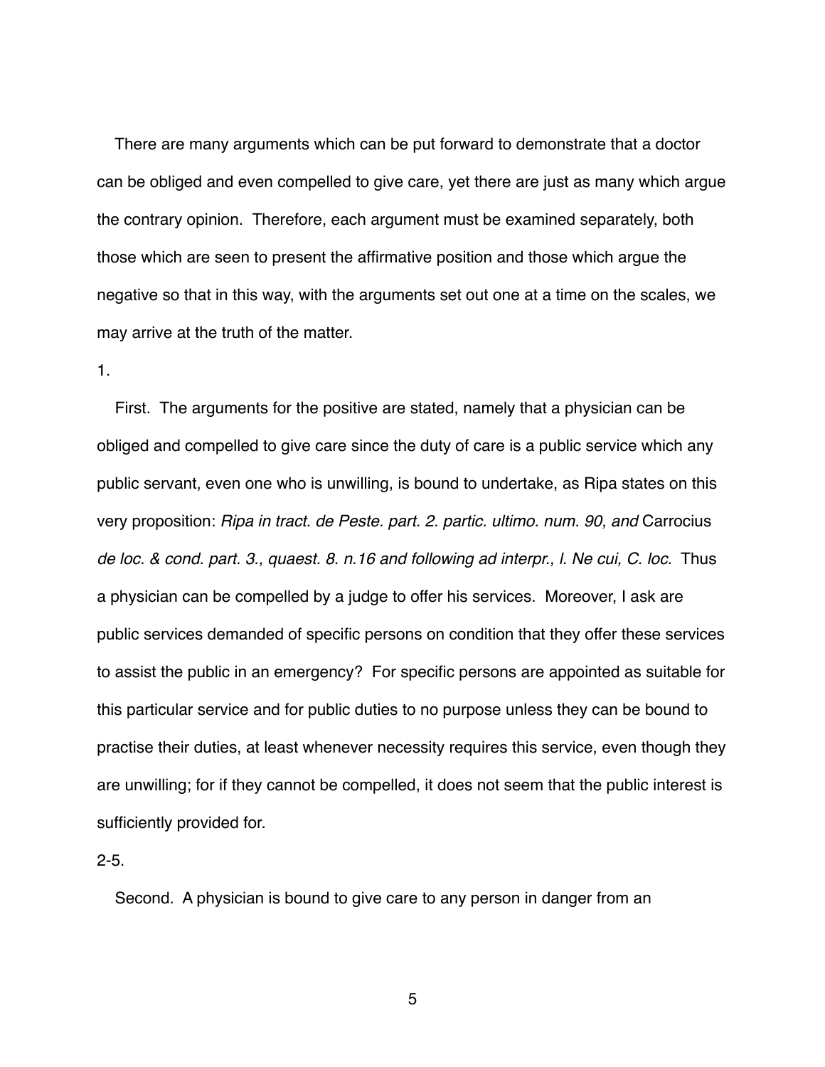There are many arguments which can be put forward to demonstrate that a doctor can be obliged and even compelled to give care, yet there are just as many which argue the contrary opinion. Therefore, each argument must be examined separately, both those which are seen to present the affirmative position and those which argue the negative so that in this way, with the arguments set out one at a time on the scales, we may arrive at the truth of the matter.

1.

First. The arguments for the positive are stated, namely that a physician can be obliged and compelled to give care since the duty of care is a public service which any public servant, even one who is unwilling, is bound to undertake, as Ripa states on this very proposition: *Ripa in tract. de Peste. part. 2. partic. ultimo. num. 90, and* Carrocius *de loc. & cond. part. 3., quaest. 8. n.16 and following ad interpr., l. Ne cui, C. loc.* Thus a physician can be compelled by a judge to offer his services. Moreover, I ask are public services demanded of specific persons on condition that they offer these services to assist the public in an emergency? For specific persons are appointed as suitable for this particular service and for public duties to no purpose unless they can be bound to practise their duties, at least whenever necessity requires this service, even though they are unwilling; for if they cannot be compelled, it does not seem that the public interest is sufficiently provided for.

2-5.

Second. A physician is bound to give care to any person in danger from an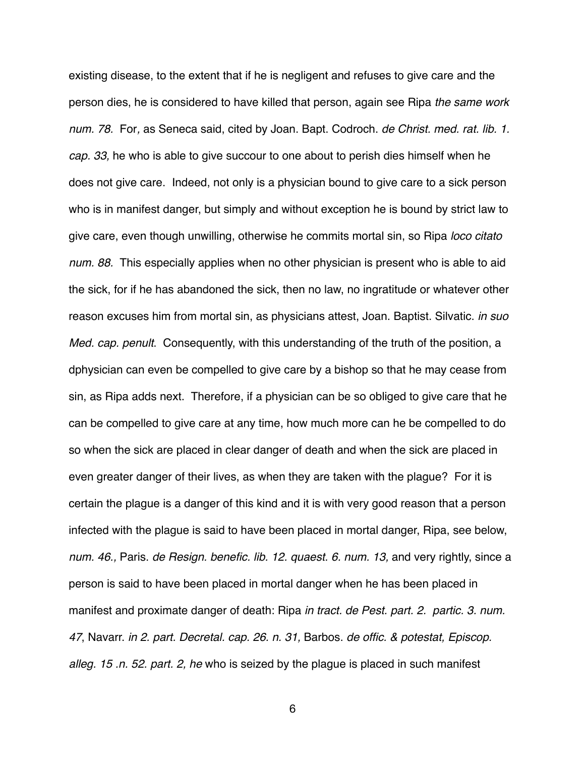existing disease, to the extent that if he is negligent and refuses to give care and the person dies, he is considered to have killed that person, again see Ripa *the same work num. 78.* For*,* as Seneca said, cited by Joan. Bapt. Codroch. *de Christ. med. rat. lib. 1. cap. 33,* he who is able to give succour to one about to perish dies himself when he does not give care. Indeed, not only is a physician bound to give care to a sick person who is in manifest danger, but simply and without exception he is bound by strict law to give care, even though unwilling, otherwise he commits mortal sin, so Ripa *loco citato num. 88.* This especially applies when no other physician is present who is able to aid the sick, for if he has abandoned the sick, then no law, no ingratitude or whatever other reason excuses him from mortal sin, as physicians attest, Joan. Baptist. Silvatic. *in suo Med. cap. penult.* Consequently, with this understanding of the truth of the position, a dphysician can even be compelled to give care by a bishop so that he may cease from sin, as Ripa adds next. Therefore, if a physician can be so obliged to give care that he can be compelled to give care at any time, how much more can he be compelled to do so when the sick are placed in clear danger of death and when the sick are placed in even greater danger of their lives, as when they are taken with the plague? For it is certain the plague is a danger of this kind and it is with very good reason that a person infected with the plague is said to have been placed in mortal danger, Ripa, see below, *num. 46.,* Paris. *de Resign. benefic. lib. 12. quaest. 6. num. 13,* and very rightly, since a person is said to have been placed in mortal danger when he has been placed in manifest and proximate danger of death: Ripa *in tract. de Pest. part. 2. partic. 3. num. 47*, Navarr. *in 2. part. Decretal. cap. 26. n. 31,* Barbos. *de offic. & potestat, Episcop. alleg. 15 .n. 52. part. 2, he* who is seized by the plague is placed in such manifest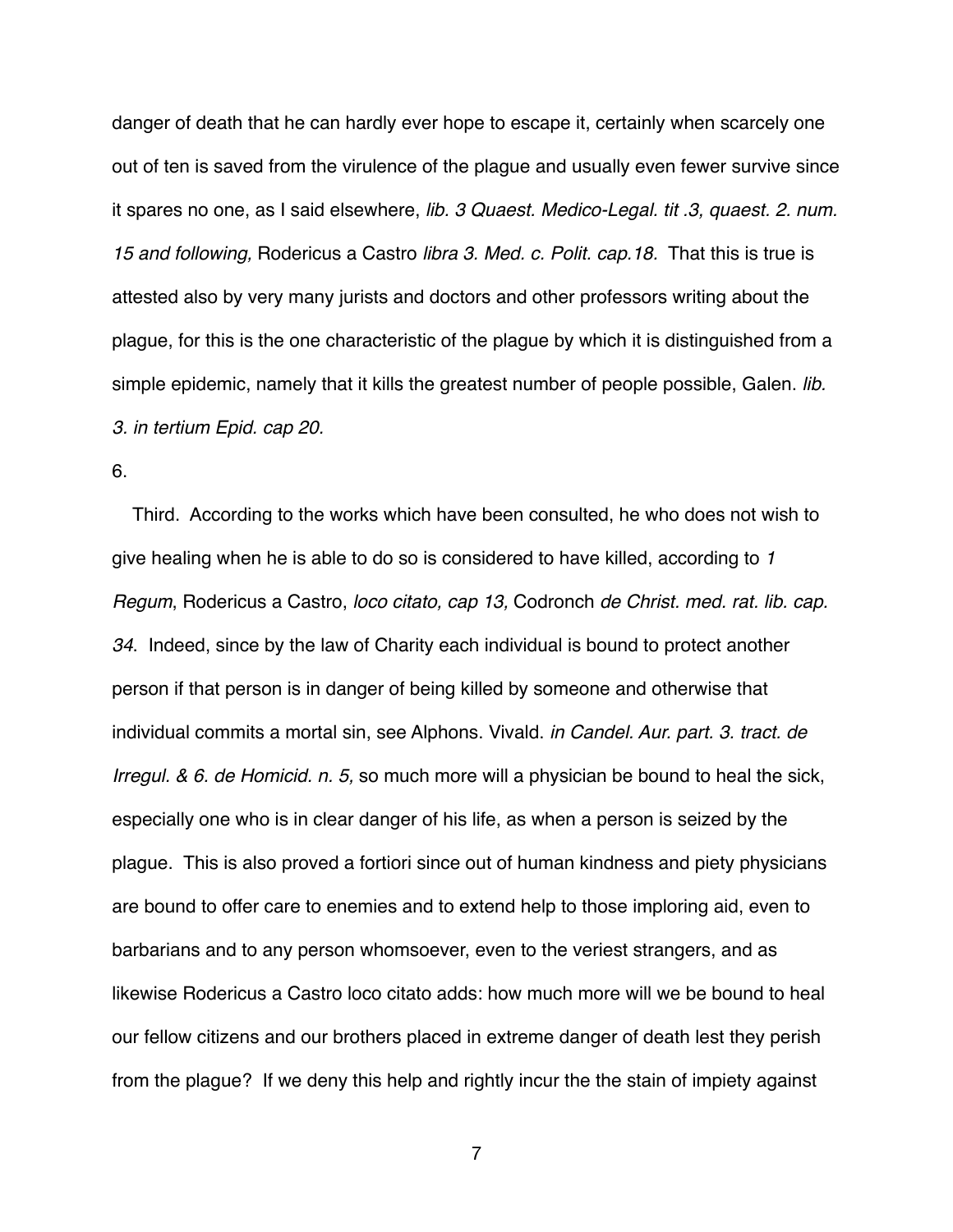danger of death that he can hardly ever hope to escape it, certainly when scarcely one out of ten is saved from the virulence of the plague and usually even fewer survive since it spares no one, as I said elsewhere, *lib. 3 Quaest. Medico-Legal. tit .3, quaest. 2. num. 15 and following,* Rodericus a Castro *libra 3. Med. c. Polit. cap.18.* That this is true is attested also by very many jurists and doctors and other professors writing about the plague, for this is the one characteristic of the plague by which it is distinguished from a simple epidemic, namely that it kills the greatest number of people possible, Galen. *lib. 3. in tertium Epid. cap 20.*

6.

Third. According to the works which have been consulted, he who does not wish to give healing when he is able to do so is considered to have killed, according to *1 Regum*, Rodericus a Castro, *loco citato, cap 13,* Codronch *de Christ. med. rat. lib. cap. 34*. Indeed, since by the law of Charity each individual is bound to protect another person if that person is in danger of being killed by someone and otherwise that individual commits a mortal sin, see Alphons. Vivald. *in Candel. Aur. part. 3. tract. de Irregul. & 6. de Homicid. n. 5,* so much more will a physician be bound to heal the sick, especially one who is in clear danger of his life, as when a person is seized by the plague. This is also proved a fortiori since out of human kindness and piety physicians are bound to offer care to enemies and to extend help to those imploring aid, even to barbarians and to any person whomsoever, even to the veriest strangers, and as likewise Rodericus a Castro loco citato adds: how much more will we be bound to heal our fellow citizens and our brothers placed in extreme danger of death lest they perish from the plague? If we deny this help and rightly incur the the stain of impiety against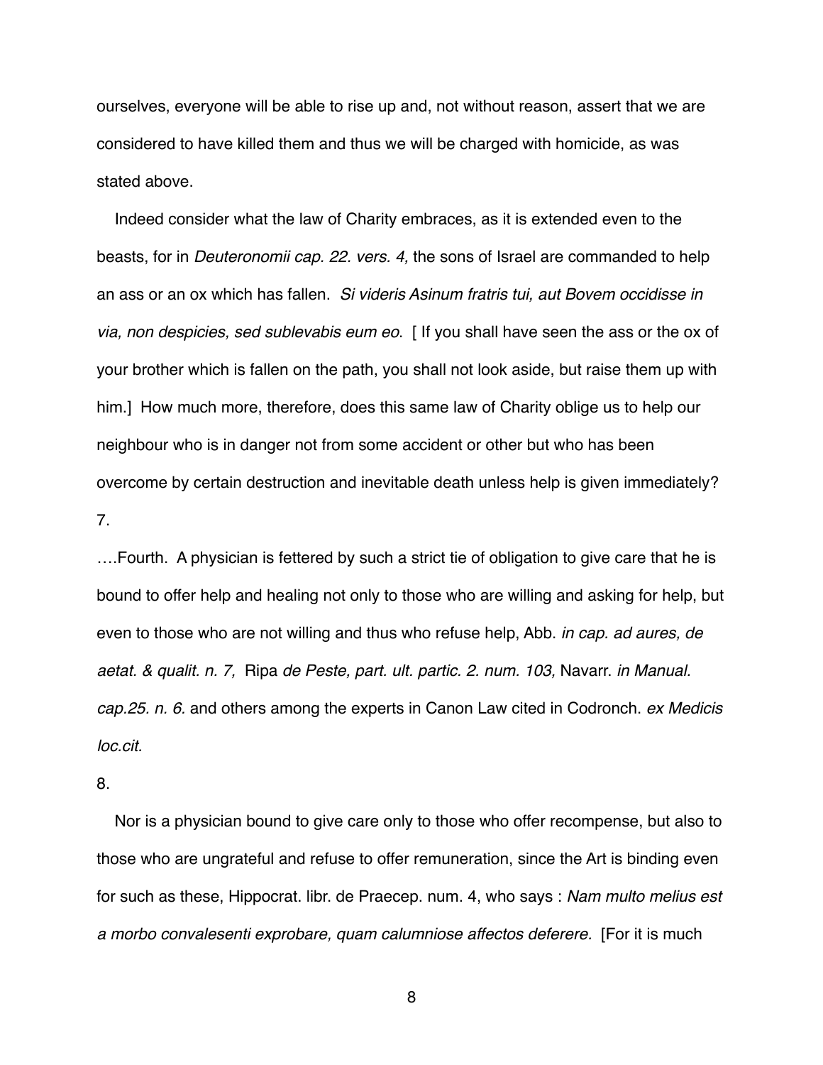ourselves, everyone will be able to rise up and, not without reason, assert that we are considered to have killed them and thus we will be charged with homicide, as was stated above.

Indeed consider what the law of Charity embraces, as it is extended even to the beasts, for in *Deuteronomii cap. 22. vers. 4,* the sons of Israel are commanded to help an ass or an ox which has fallen. *Si videris Asinum fratris tui, aut Bovem occidisse in via, non despicies, sed sublevabis eum eo*. [ If you shall have seen the ass or the ox of your brother which is fallen on the path, you shall not look aside, but raise them up with him.] How much more, therefore, does this same law of Charity oblige us to help our neighbour who is in danger not from some accident or other but who has been overcome by certain destruction and inevitable death unless help is given immediately?

7.

….Fourth. A physician is fettered by such a strict tie of obligation to give care that he is bound to offer help and healing not only to those who are willing and asking for help, but even to those who are not willing and thus who refuse help, Abb. *in cap. ad aures, de aetat. & qualit. n. 7,* Ripa *de Peste, part. ult. partic. 2. num. 103,* Navarr. *in Manual. cap.25. n. 6.* and others among the experts in Canon Law cited in Codronch. *ex Medicis loc.cit.*

8.

Nor is a physician bound to give care only to those who offer recompense, but also to those who are ungrateful and refuse to offer remuneration, since the Art is binding even for such as these, Hippocrat. libr. de Praecep. num. 4, who says : *Nam multo melius est a morbo convalesenti exprobare, quam calumniose affectos deferere.* [For it is much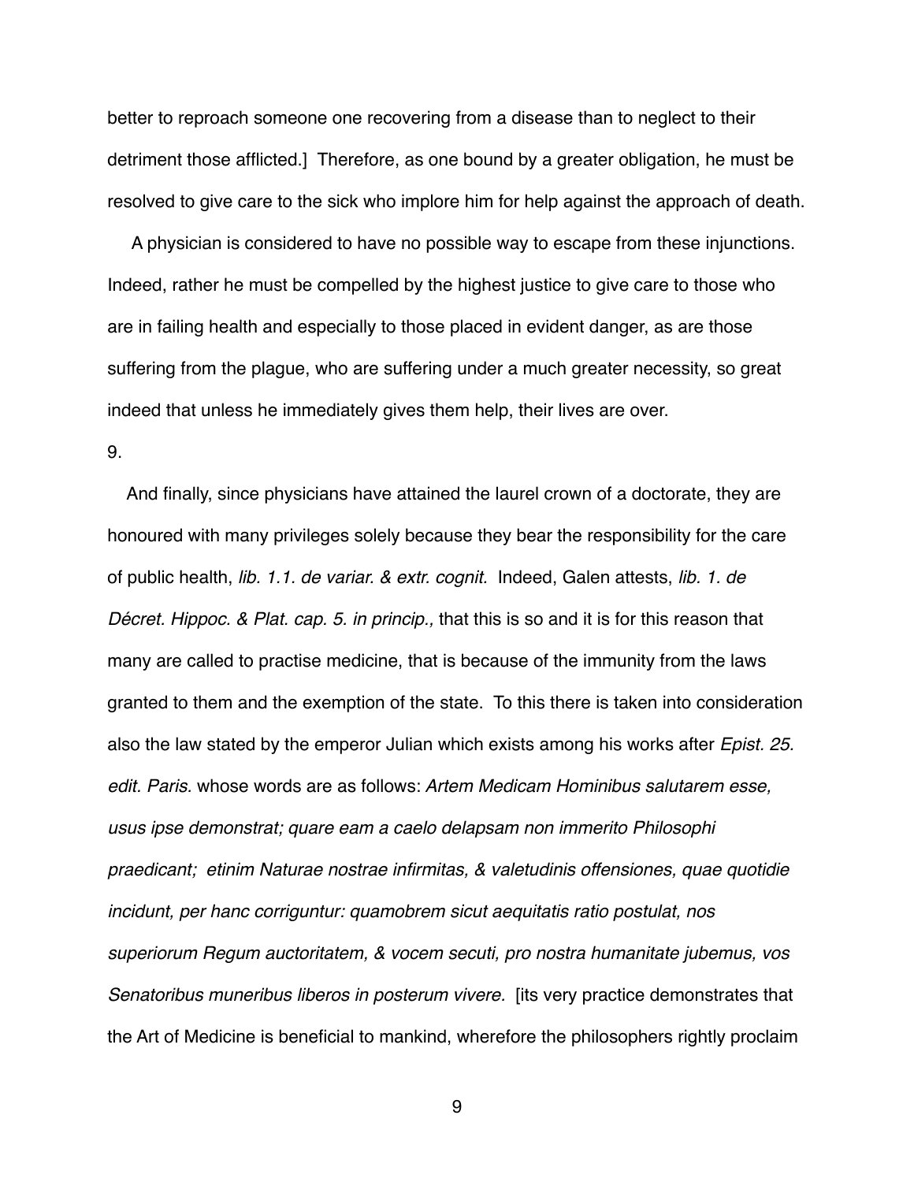better to reproach someone one recovering from a disease than to neglect to their detriment those afflicted.] Therefore, as one bound by a greater obligation, he must be resolved to give care to the sick who implore him for help against the approach of death.

A physician is considered to have no possible way to escape from these injunctions. Indeed, rather he must be compelled by the highest justice to give care to those who are in failing health and especially to those placed in evident danger, as are those suffering from the plague, who are suffering under a much greater necessity, so great indeed that unless he immediately gives them help, their lives are over.

9.

And finally, since physicians have attained the laurel crown of a doctorate, they are honoured with many privileges solely because they bear the responsibility for the care of public health, *lib. 1.1. de variar. & extr. cognit.* Indeed, Galen attests, *lib. 1. de Décret. Hippoc. & Plat. cap. 5. in princip.,* that this is so and it is for this reason that many are called to practise medicine, that is because of the immunity from the laws granted to them and the exemption of the state. To this there is taken into consideration also the law stated by the emperor Julian which exists among his works after *Epist. 25. edit. Paris.* whose words are as follows: *Artem Medicam Hominibus salutarem esse, usus ipse demonstrat; quare eam a caelo delapsam non immerito Philosophi praedicant; etinim Naturae nostrae infirmitas, & valetudinis offensiones, quae quotidie incidunt, per hanc corriguntur: quamobrem sicut aequitatis ratio postulat, nos superiorum Regum auctoritatem, & vocem secuti, pro nostra humanitate jubemus, vos Senatoribus muneribus liberos in posterum vivere.* [its very practice demonstrates that the Art of Medicine is beneficial to mankind, wherefore the philosophers rightly proclaim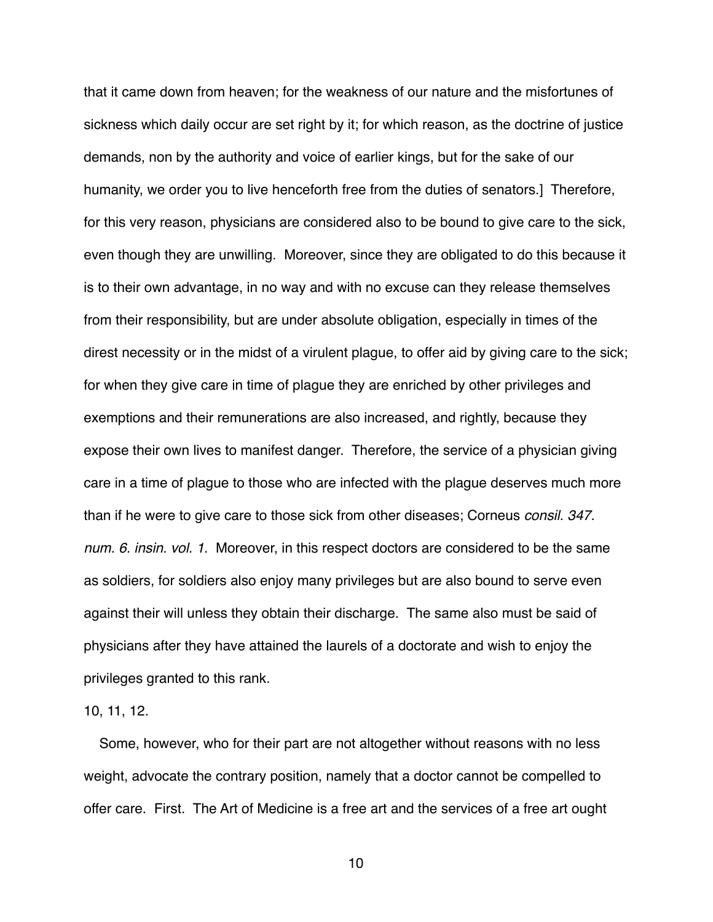that it came down from heaven; for the weakness of our nature and the misfortunes of sickness which daily occur are set right by it; for which reason, as the doctrine of justice demands, non by the authority and voice of earlier kings, but for the sake of our humanity, we order you to live henceforth free from the duties of senators.] Therefore, for this very reason, physicians are considered also to be bound to give care to the sick, even though they are unwilling. Moreover, since they are obligated to do this because it is to their own advantage, in no way and with no excuse can they release themselves from their responsibility, but are under absolute obligation, especially in times of the direst necessity or in the midst of a virulent plague, to offer aid by giving care to the sick; for when they give care in time of plague they are enriched by other privileges and exemptions and their remunerations are also increased, and rightly, because they expose their own lives to manifest danger. Therefore, the service of a physician giving care in a time of plague to those who are infected with the plague deserves much more than if he were to give care to those sick from other diseases; Corneus *consil. 347. num. 6. insin. vol. 1*. Moreover, in this respect doctors are considered to be the same as soldiers, for soldiers also enjoy many privileges but are also bound to serve even against their will unless they obtain their discharge. The same also must be said of physicians after they have attained the laurels of a doctorate and wish to enjoy the privileges granted to this rank.

10, 11, 12.

Some, however, who for their part are not altogether without reasons with no less weight, advocate the contrary position, namely that a doctor cannot be compelled to offer care. First. The Art of Medicine is a free art and the services of a free art ought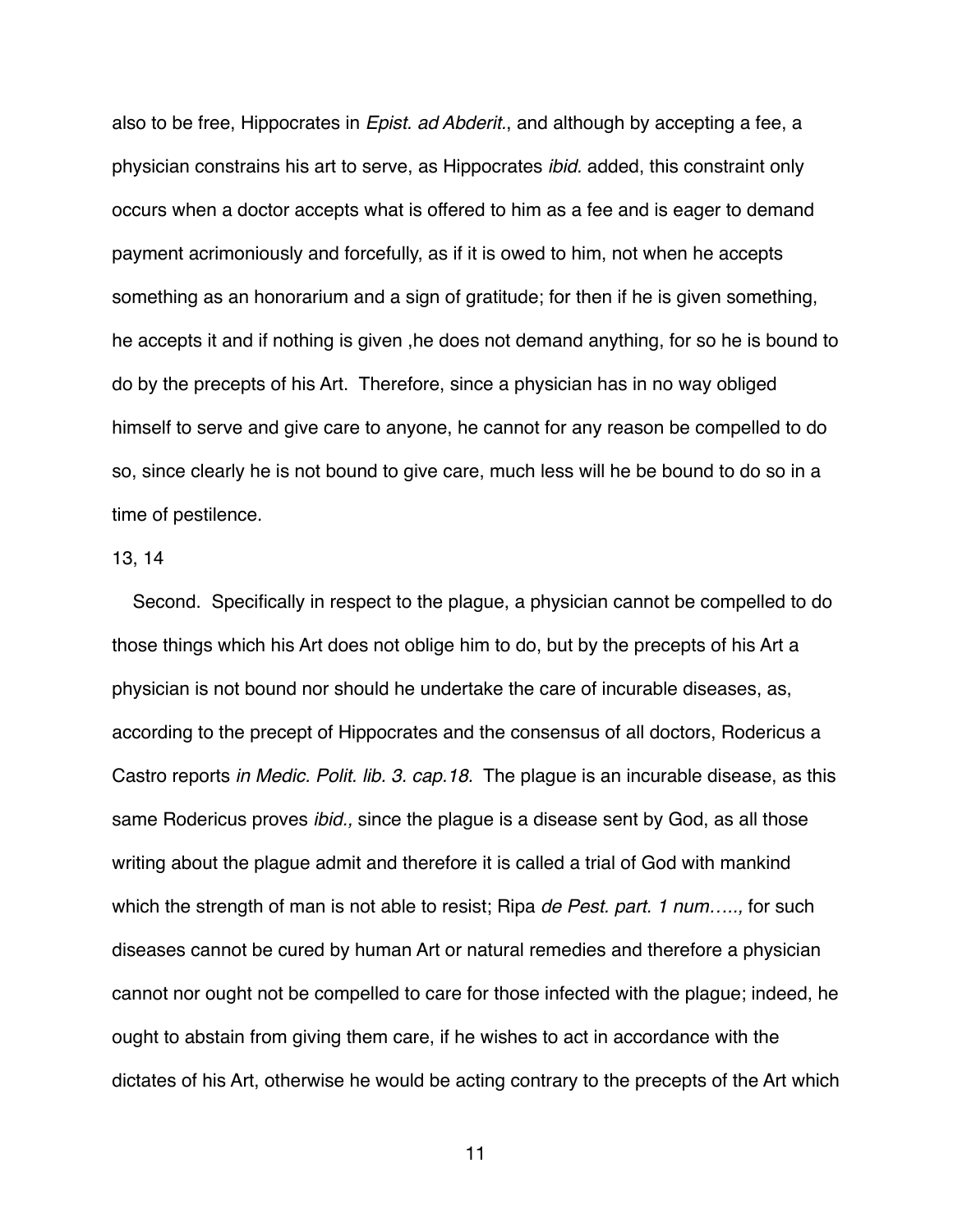also to be free, Hippocrates in *Epist. ad Abderit.*, and although by accepting a fee, a physician constrains his art to serve, as Hippocrates *ibid.* added, this constraint only occurs when a doctor accepts what is offered to him as a fee and is eager to demand payment acrimoniously and forcefully, as if it is owed to him, not when he accepts something as an honorarium and a sign of gratitude; for then if he is given something, he accepts it and if nothing is given ,he does not demand anything, for so he is bound to do by the precepts of his Art. Therefore, since a physician has in no way obliged himself to serve and give care to anyone, he cannot for any reason be compelled to do so, since clearly he is not bound to give care, much less will he be bound to do so in a time of pestilence.

13, 14

Second. Specifically in respect to the plague, a physician cannot be compelled to do those things which his Art does not oblige him to do, but by the precepts of his Art a physician is not bound nor should he undertake the care of incurable diseases, as, according to the precept of Hippocrates and the consensus of all doctors, Rodericus a Castro reports *in Medic. Polit. lib. 3. cap.18.* The plague is an incurable disease, as this same Rodericus proves *ibid.,* since the plague is a disease sent by God, as all those writing about the plague admit and therefore it is called a trial of God with mankind which the strength of man is not able to resist; Ripa *de Pest. part. 1 num…..,* for such diseases cannot be cured by human Art or natural remedies and therefore a physician cannot nor ought not be compelled to care for those infected with the plague; indeed, he ought to abstain from giving them care, if he wishes to act in accordance with the dictates of his Art, otherwise he would be acting contrary to the precepts of the Art which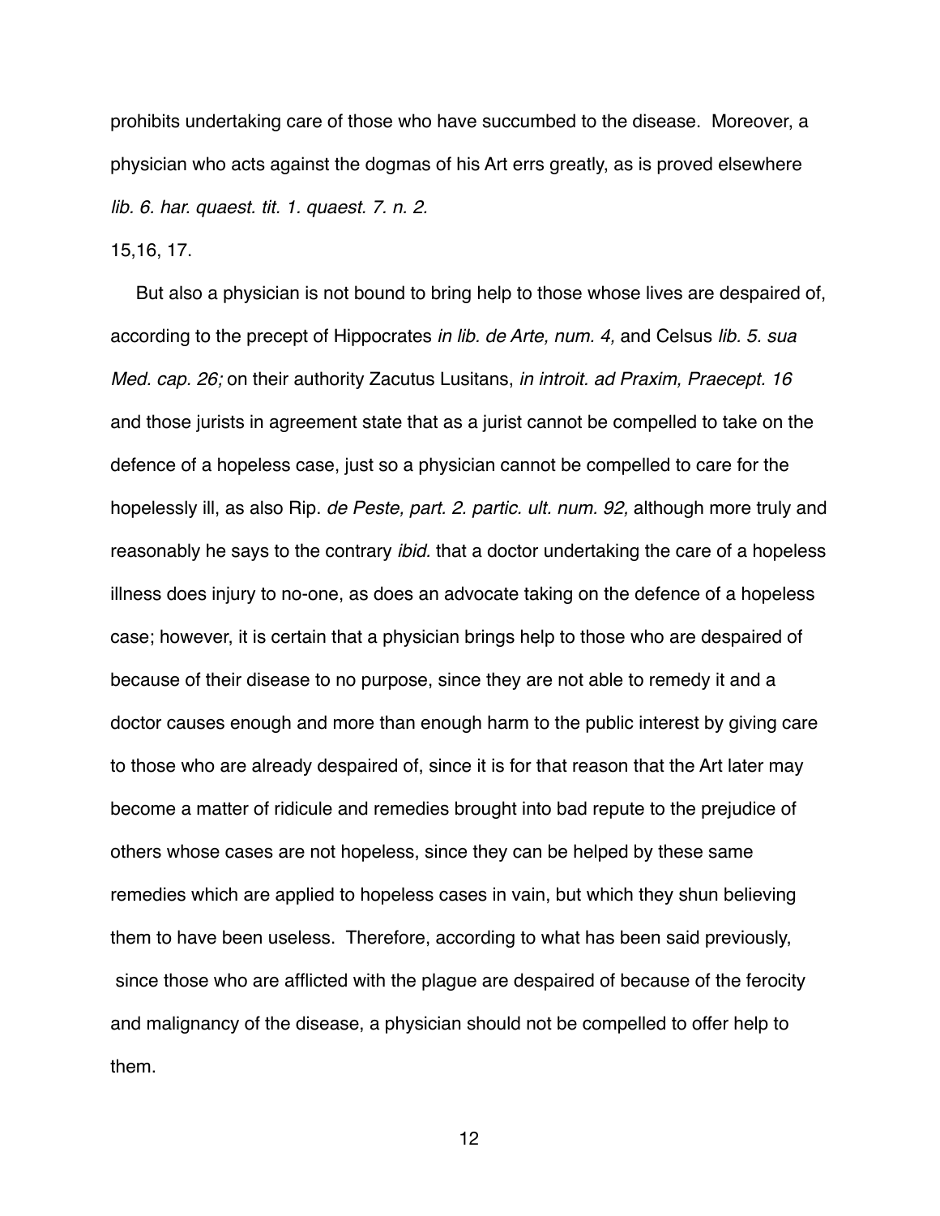prohibits undertaking care of those who have succumbed to the disease. Moreover, a physician who acts against the dogmas of his Art errs greatly, as is proved elsewhere *lib. 6. har. quaest. tit. 1. quaest. 7. n. 2.*

15,16, 17.

But also a physician is not bound to bring help to those whose lives are despaired of, according to the precept of Hippocrates *in lib. de Arte, num. 4,* and Celsus *lib. 5. sua Med. cap. 26;* on their authority Zacutus Lusitans, *in introit. ad Praxim, Praecept. 16* and those jurists in agreement state that as a jurist cannot be compelled to take on the defence of a hopeless case, just so a physician cannot be compelled to care for the hopelessly ill, as also Rip. *de Peste, part. 2. partic. ult. num. 92,* although more truly and reasonably he says to the contrary *ibid.* that a doctor undertaking the care of a hopeless illness does injury to no-one, as does an advocate taking on the defence of a hopeless case; however, it is certain that a physician brings help to those who are despaired of because of their disease to no purpose, since they are not able to remedy it and a doctor causes enough and more than enough harm to the public interest by giving care to those who are already despaired of, since it is for that reason that the Art later may become a matter of ridicule and remedies brought into bad repute to the prejudice of others whose cases are not hopeless, since they can be helped by these same remedies which are applied to hopeless cases in vain, but which they shun believing them to have been useless. Therefore, according to what has been said previously, since those who are afflicted with the plague are despaired of because of the ferocity and malignancy of the disease, a physician should not be compelled to offer help to them.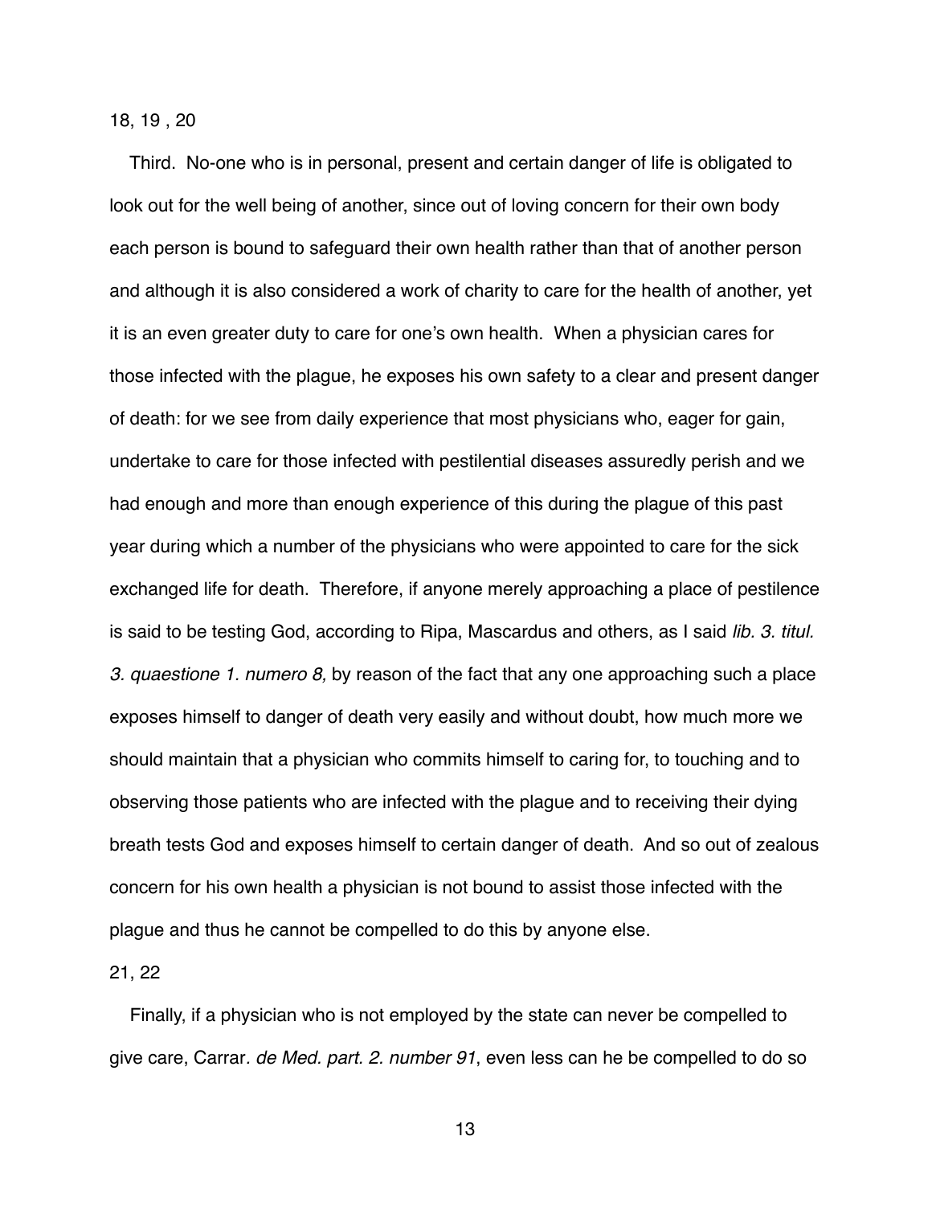18, 19 , 20

Third. No-one who is in personal, present and certain danger of life is obligated to look out for the well being of another, since out of loving concern for their own body each person is bound to safeguard their own health rather than that of another person and although it is also considered a work of charity to care for the health of another, yet it is an even greater duty to care for one's own health. When a physician cares for those infected with the plague, he exposes his own safety to a clear and present danger of death: for we see from daily experience that most physicians who, eager for gain, undertake to care for those infected with pestilential diseases assuredly perish and we had enough and more than enough experience of this during the plague of this past year during which a number of the physicians who were appointed to care for the sick exchanged life for death. Therefore, if anyone merely approaching a place of pestilence is said to be testing God, according to Ripa, Mascardus and others, as I said *lib. 3. titul. 3. quaestione 1. numero 8,* by reason of the fact that any one approaching such a place exposes himself to danger of death very easily and without doubt, how much more we should maintain that a physician who commits himself to caring for, to touching and to observing those patients who are infected with the plague and to receiving their dying breath tests God and exposes himself to certain danger of death. And so out of zealous concern for his own health a physician is not bound to assist those infected with the plague and thus he cannot be compelled to do this by anyone else.

21, 22

Finally, if a physician who is not employed by the state can never be compelled to give care, Carrar. *de Med. part. 2. number 91*, even less can he be compelled to do so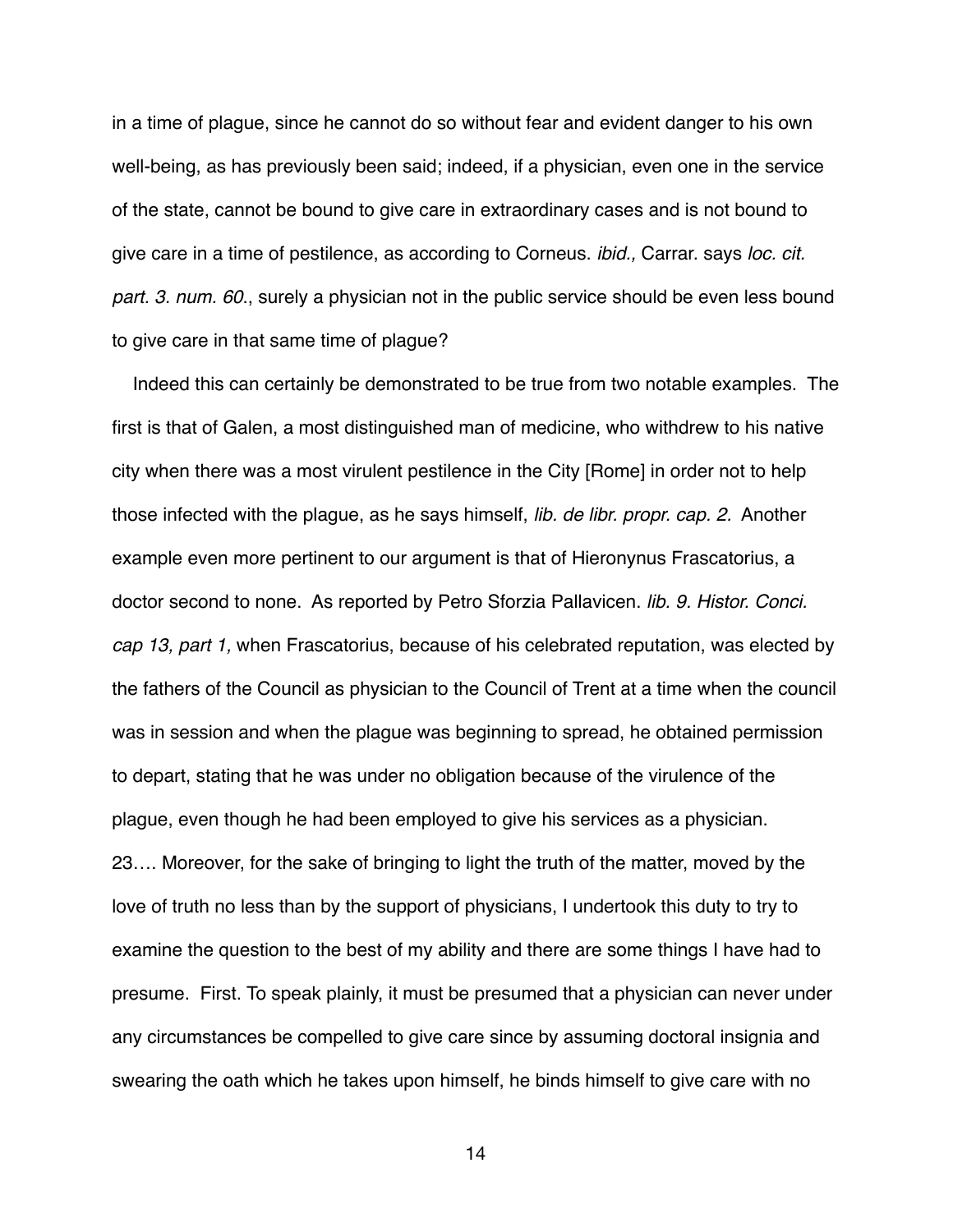in a time of plague, since he cannot do so without fear and evident danger to his own well-being, as has previously been said; indeed, if a physician, even one in the service of the state, cannot be bound to give care in extraordinary cases and is not bound to give care in a time of pestilence, as according to Corneus. *ibid.,* Carrar. says *loc. cit. part. 3. num. 60.*, surely a physician not in the public service should be even less bound to give care in that same time of plague?

Indeed this can certainly be demonstrated to be true from two notable examples. The first is that of Galen, a most distinguished man of medicine, who withdrew to his native city when there was a most virulent pestilence in the City [Rome] in order not to help those infected with the plague, as he says himself, *lib. de libr. propr. cap. 2.* Another example even more pertinent to our argument is that of Hieronynus Frascatorius, a doctor second to none. As reported by Petro Sforzia Pallavicen. *lib. 9. Histor. Conci. cap 13, part 1,* when Frascatorius, because of his celebrated reputation, was elected by the fathers of the Council as physician to the Council of Trent at a time when the council was in session and when the plague was beginning to spread, he obtained permission to depart, stating that he was under no obligation because of the virulence of the plague, even though he had been employed to give his services as a physician.

23…. Moreover, for the sake of bringing to light the truth of the matter, moved by the love of truth no less than by the support of physicians, I undertook this duty to try to examine the question to the best of my ability and there are some things I have had to presume. First. To speak plainly, it must be presumed that a physician can never under any circumstances be compelled to give care since by assuming doctoral insignia and swearing the oath which he takes upon himself, he binds himself to give care with no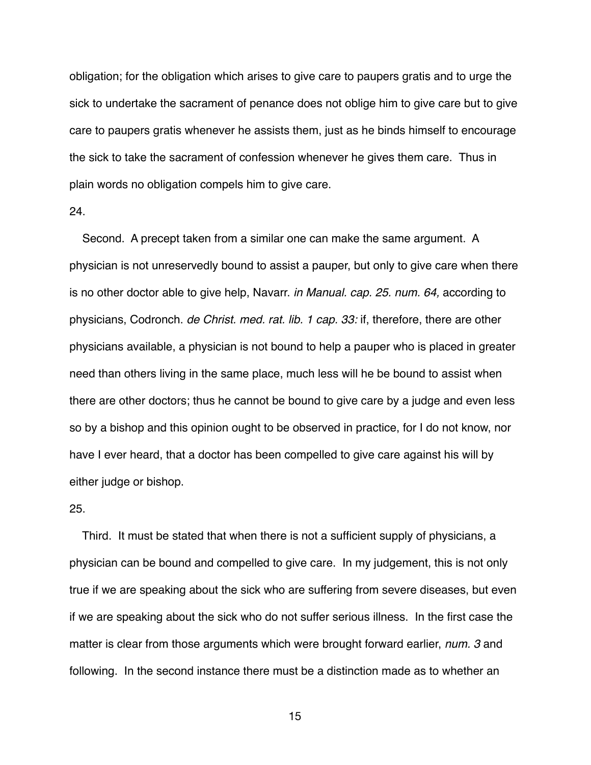obligation; for the obligation which arises to give care to paupers gratis and to urge the sick to undertake the sacrament of penance does not oblige him to give care but to give care to paupers gratis whenever he assists them, just as he binds himself to encourage the sick to take the sacrament of confession whenever he gives them care. Thus in plain words no obligation compels him to give care.

24.

Second. A precept taken from a similar one can make the same argument. A physician is not unreservedly bound to assist a pauper, but only to give care when there is no other doctor able to give help, Navarr. *in Manual. cap. 25. num. 64,* according to physicians, Codronch. *de Christ. med. rat. lib. 1 cap. 33:* if, therefore, there are other physicians available, a physician is not bound to help a pauper who is placed in greater need than others living in the same place, much less will he be bound to assist when there are other doctors; thus he cannot be bound to give care by a judge and even less so by a bishop and this opinion ought to be observed in practice, for I do not know, nor have I ever heard, that a doctor has been compelled to give care against his will by either judge or bishop.

25.

Third. It must be stated that when there is not a sufficient supply of physicians, a physician can be bound and compelled to give care. In my judgement, this is not only true if we are speaking about the sick who are suffering from severe diseases, but even if we are speaking about the sick who do not suffer serious illness. In the first case the matter is clear from those arguments which were brought forward earlier, *num. 3* and following. In the second instance there must be a distinction made as to whether an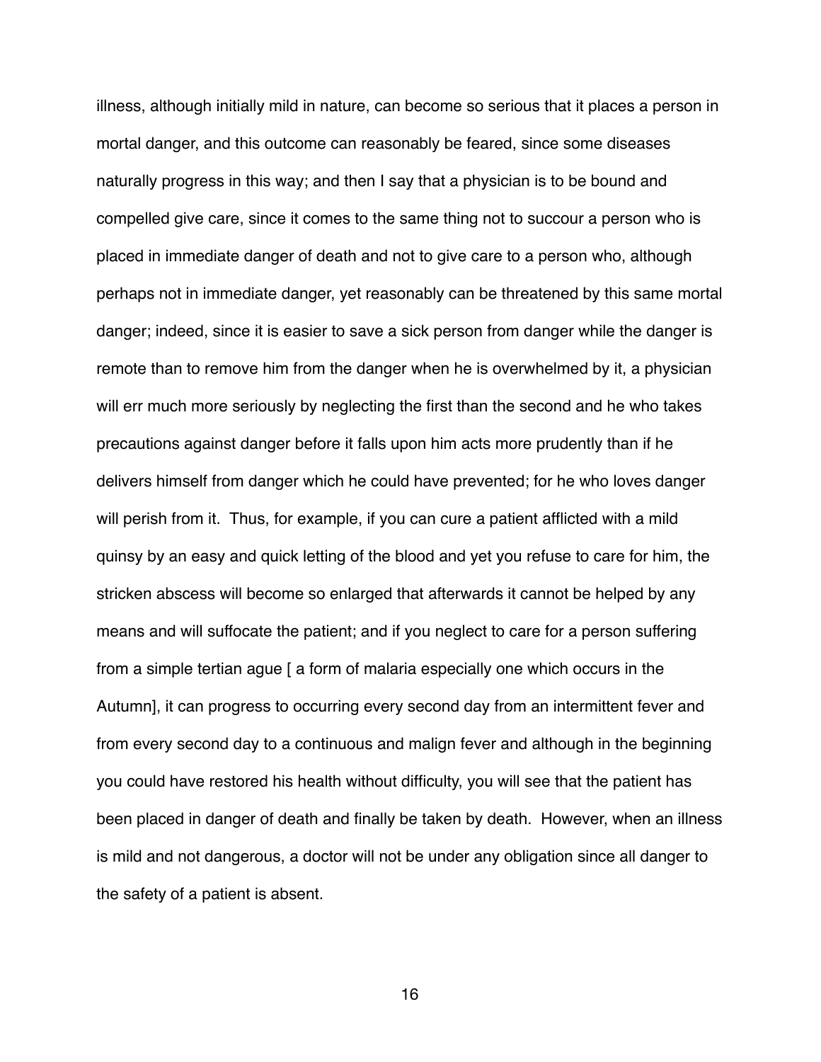illness, although initially mild in nature, can become so serious that it places a person in mortal danger, and this outcome can reasonably be feared, since some diseases naturally progress in this way; and then I say that a physician is to be bound and compelled give care, since it comes to the same thing not to succour a person who is placed in immediate danger of death and not to give care to a person who, although perhaps not in immediate danger, yet reasonably can be threatened by this same mortal danger; indeed, since it is easier to save a sick person from danger while the danger is remote than to remove him from the danger when he is overwhelmed by it, a physician will err much more seriously by neglecting the first than the second and he who takes precautions against danger before it falls upon him acts more prudently than if he delivers himself from danger which he could have prevented; for he who loves danger will perish from it. Thus, for example, if you can cure a patient afflicted with a mild quinsy by an easy and quick letting of the blood and yet you refuse to care for him, the stricken abscess will become so enlarged that afterwards it cannot be helped by any means and will suffocate the patient; and if you neglect to care for a person suffering from a simple tertian ague [ a form of malaria especially one which occurs in the Autumn], it can progress to occurring every second day from an intermittent fever and from every second day to a continuous and malign fever and although in the beginning you could have restored his health without difficulty, you will see that the patient has been placed in danger of death and finally be taken by death. However, when an illness is mild and not dangerous, a doctor will not be under any obligation since all danger to the safety of a patient is absent.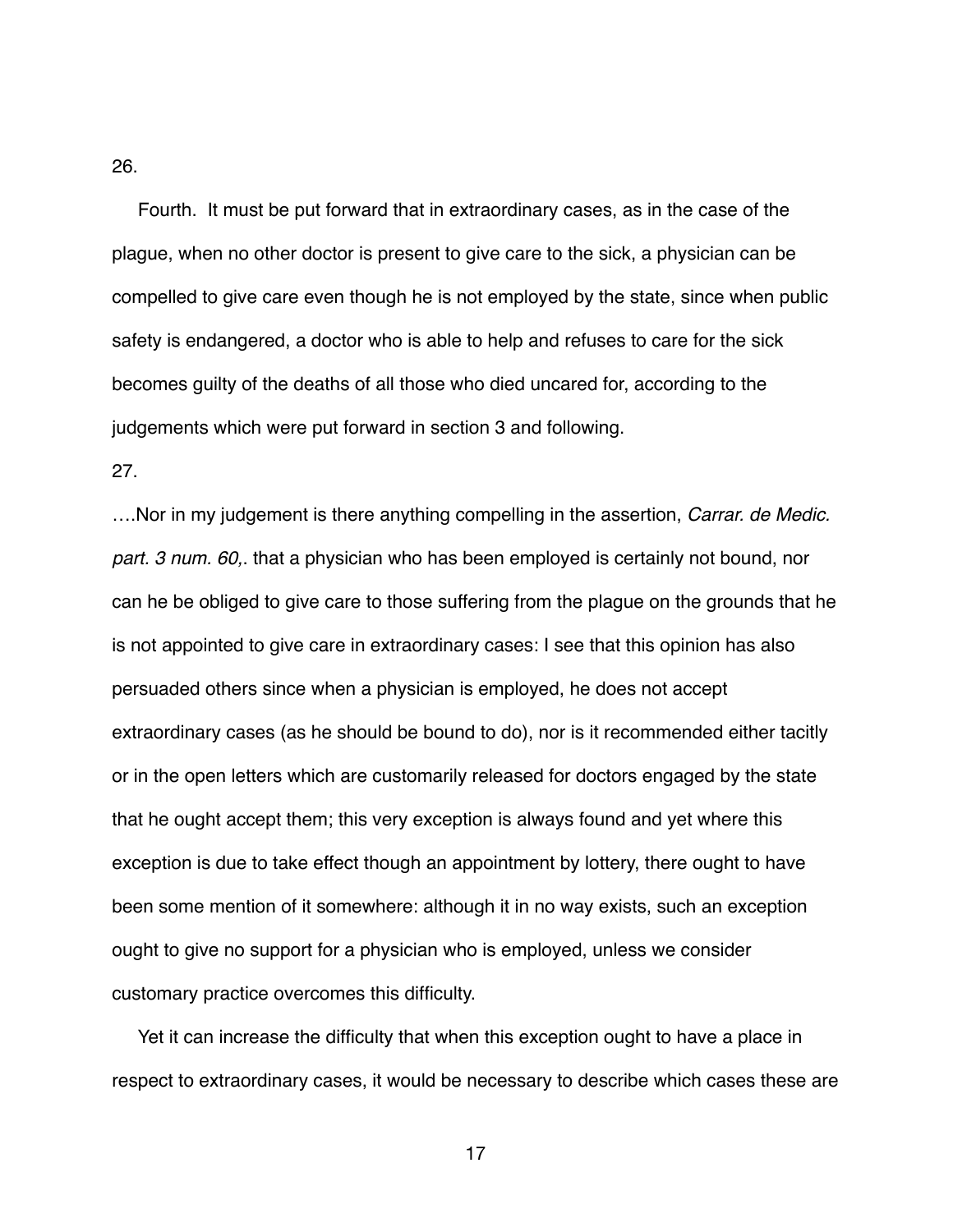26.

Fourth. It must be put forward that in extraordinary cases, as in the case of the plague, when no other doctor is present to give care to the sick, a physician can be compelled to give care even though he is not employed by the state, since when public safety is endangered, a doctor who is able to help and refuses to care for the sick becomes guilty of the deaths of all those who died uncared for, according to the judgements which were put forward in section 3 and following.

27.

….Nor in my judgement is there anything compelling in the assertion, *Carrar. de Medic. part. 3 num. 60,*. that a physician who has been employed is certainly not bound, nor can he be obliged to give care to those suffering from the plague on the grounds that he is not appointed to give care in extraordinary cases: I see that this opinion has also persuaded others since when a physician is employed, he does not accept extraordinary cases (as he should be bound to do), nor is it recommended either tacitly or in the open letters which are customarily released for doctors engaged by the state that he ought accept them; this very exception is always found and yet where this exception is due to take effect though an appointment by lottery, there ought to have been some mention of it somewhere: although it in no way exists, such an exception ought to give no support for a physician who is employed, unless we consider customary practice overcomes this difficulty.

Yet it can increase the difficulty that when this exception ought to have a place in respect to extraordinary cases, it would be necessary to describe which cases these are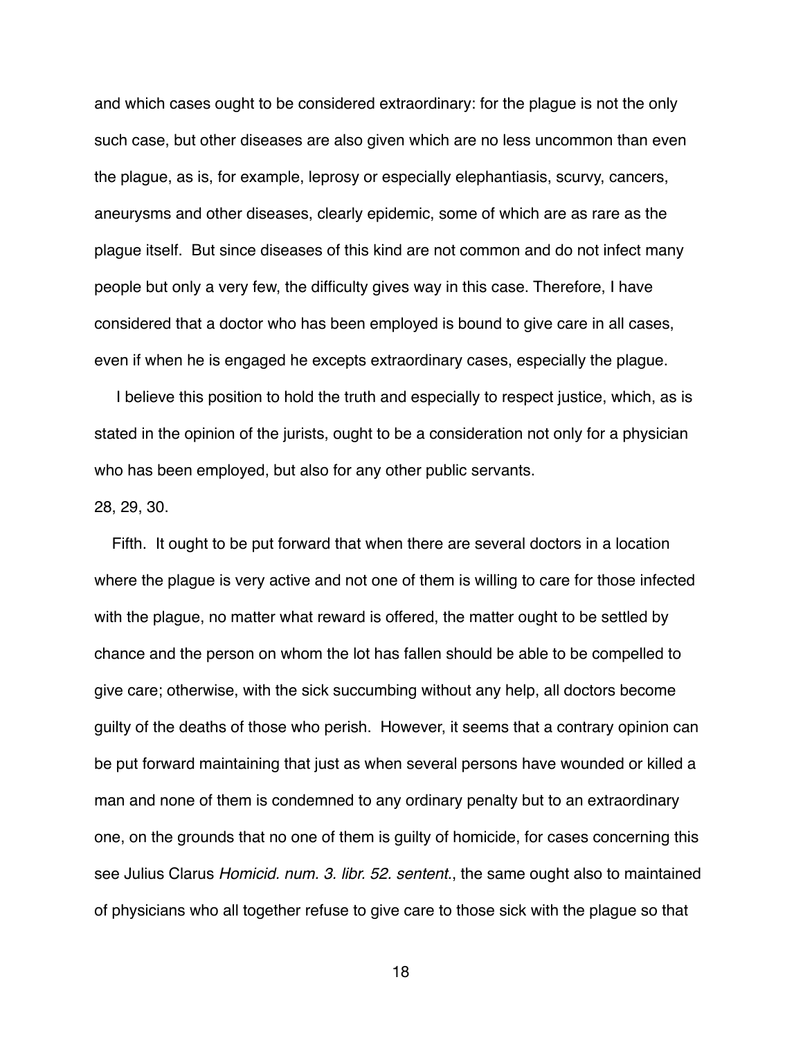and which cases ought to be considered extraordinary: for the plague is not the only such case, but other diseases are also given which are no less uncommon than even the plague, as is, for example, leprosy or especially elephantiasis, scurvy, cancers, aneurysms and other diseases, clearly epidemic, some of which are as rare as the plague itself. But since diseases of this kind are not common and do not infect many people but only a very few, the difficulty gives way in this case. Therefore, I have considered that a doctor who has been employed is bound to give care in all cases, even if when he is engaged he excepts extraordinary cases, especially the plague.

I believe this position to hold the truth and especially to respect justice, which, as is stated in the opinion of the jurists, ought to be a consideration not only for a physician who has been employed, but also for any other public servants.

28, 29, 30.

Fifth. It ought to be put forward that when there are several doctors in a location where the plague is very active and not one of them is willing to care for those infected with the plague, no matter what reward is offered, the matter ought to be settled by chance and the person on whom the lot has fallen should be able to be compelled to give care; otherwise, with the sick succumbing without any help, all doctors become guilty of the deaths of those who perish. However, it seems that a contrary opinion can be put forward maintaining that just as when several persons have wounded or killed a man and none of them is condemned to any ordinary penalty but to an extraordinary one, on the grounds that no one of them is guilty of homicide, for cases concerning this see Julius Clarus *Homicid. num. 3. libr. 52. sentent.*, the same ought also to maintained of physicians who all together refuse to give care to those sick with the plague so that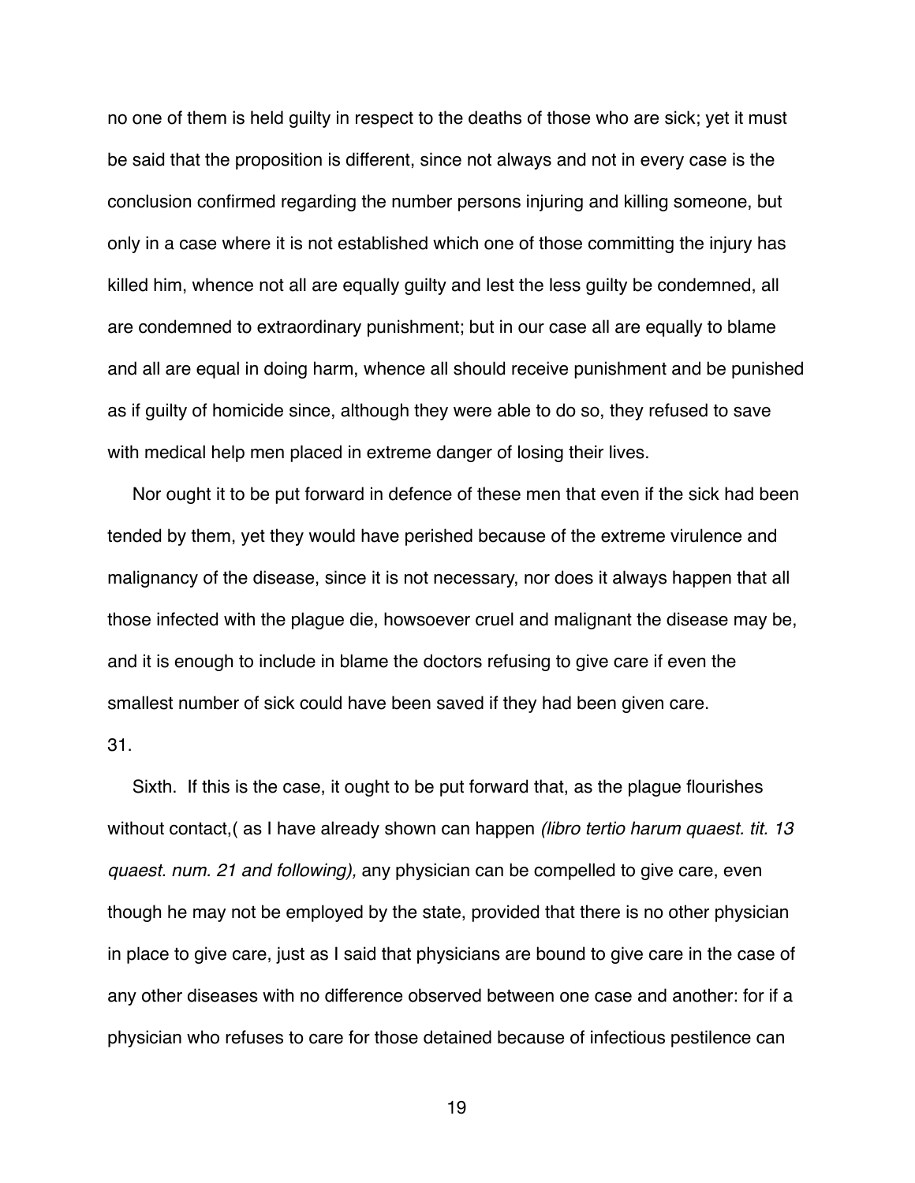no one of them is held guilty in respect to the deaths of those who are sick; yet it must be said that the proposition is different, since not always and not in every case is the conclusion confirmed regarding the number persons injuring and killing someone, but only in a case where it is not established which one of those committing the injury has killed him, whence not all are equally guilty and lest the less guilty be condemned, all are condemned to extraordinary punishment; but in our case all are equally to blame and all are equal in doing harm, whence all should receive punishment and be punished as if guilty of homicide since, although they were able to do so, they refused to save with medical help men placed in extreme danger of losing their lives.

Nor ought it to be put forward in defence of these men that even if the sick had been tended by them, yet they would have perished because of the extreme virulence and malignancy of the disease, since it is not necessary, nor does it always happen that all those infected with the plague die, howsoever cruel and malignant the disease may be, and it is enough to include in blame the doctors refusing to give care if even the smallest number of sick could have been saved if they had been given care.

31.

Sixth. If this is the case, it ought to be put forward that, as the plague flourishes without contact,( as I have already shown can happen *(libro tertio harum quaest. tit. 13 quaest. num. 21 and following),* any physician can be compelled to give care, even though he may not be employed by the state, provided that there is no other physician in place to give care, just as I said that physicians are bound to give care in the case of any other diseases with no difference observed between one case and another: for if a physician who refuses to care for those detained because of infectious pestilence can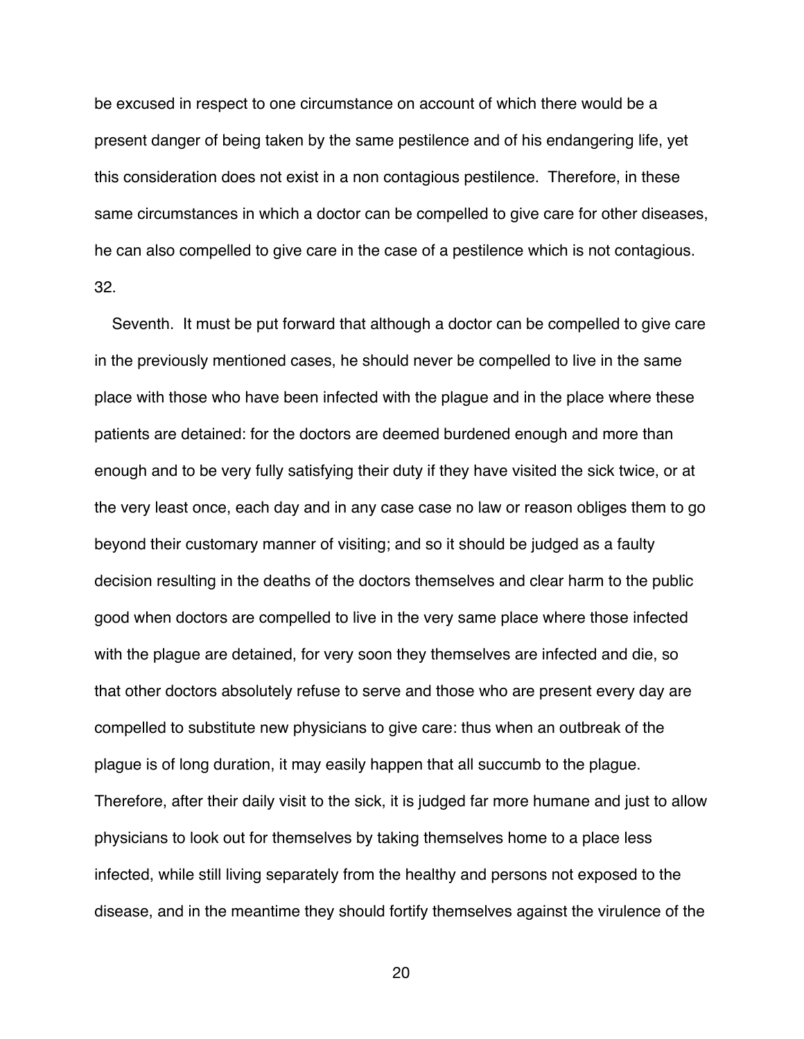be excused in respect to one circumstance on account of which there would be a present danger of being taken by the same pestilence and of his endangering life, yet this consideration does not exist in a non contagious pestilence. Therefore, in these same circumstances in which a doctor can be compelled to give care for other diseases, he can also compelled to give care in the case of a pestilence which is not contagious.

32.

Seventh. It must be put forward that although a doctor can be compelled to give care in the previously mentioned cases, he should never be compelled to live in the same place with those who have been infected with the plague and in the place where these patients are detained: for the doctors are deemed burdened enough and more than enough and to be very fully satisfying their duty if they have visited the sick twice, or at the very least once, each day and in any case case no law or reason obliges them to go beyond their customary manner of visiting; and so it should be judged as a faulty decision resulting in the deaths of the doctors themselves and clear harm to the public good when doctors are compelled to live in the very same place where those infected with the plague are detained, for very soon they themselves are infected and die, so that other doctors absolutely refuse to serve and those who are present every day are compelled to substitute new physicians to give care: thus when an outbreak of the plague is of long duration, it may easily happen that all succumb to the plague. Therefore, after their daily visit to the sick, it is judged far more humane and just to allow physicians to look out for themselves by taking themselves home to a place less infected, while still living separately from the healthy and persons not exposed to the disease, and in the meantime they should fortify themselves against the virulence of the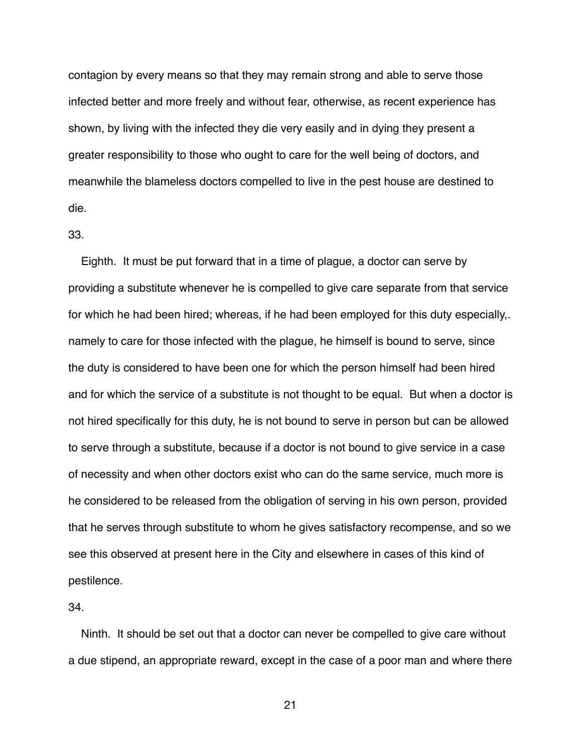contagion by every means so that they may remain strong and able to serve those infected better and more freely and without fear, otherwise, as recent experience has shown, by living with the infected they die very easily and in dying they present a greater responsibility to those who ought to care for the well being of doctors, and meanwhile the blameless doctors compelled to live in the pest house are destined to die.

33.

Eighth. It must be put forward that in a time of plague, a doctor can serve by providing a substitute whenever he is compelled to give care separate from that service for which he had been hired; whereas, if he had been employed for this duty especially,. namely to care for those infected with the plague, he himself is bound to serve, since the duty is considered to have been one for which the person himself had been hired and for which the service of a substitute is not thought to be equal. But when a doctor is not hired specifically for this duty, he is not bound to serve in person but can be allowed to serve through a substitute, because if a doctor is not bound to give service in a case of necessity and when other doctors exist who can do the same service, much more is he considered to be released from the obligation of serving in his own person, provided that he serves through substitute to whom he gives satisfactory recompense, and so we see this observed at present here in the City and elsewhere in cases of this kind of pestilence.

34.

Ninth. It should be set out that a doctor can never be compelled to give care without a due stipend, an appropriate reward, except in the case of a poor man and where there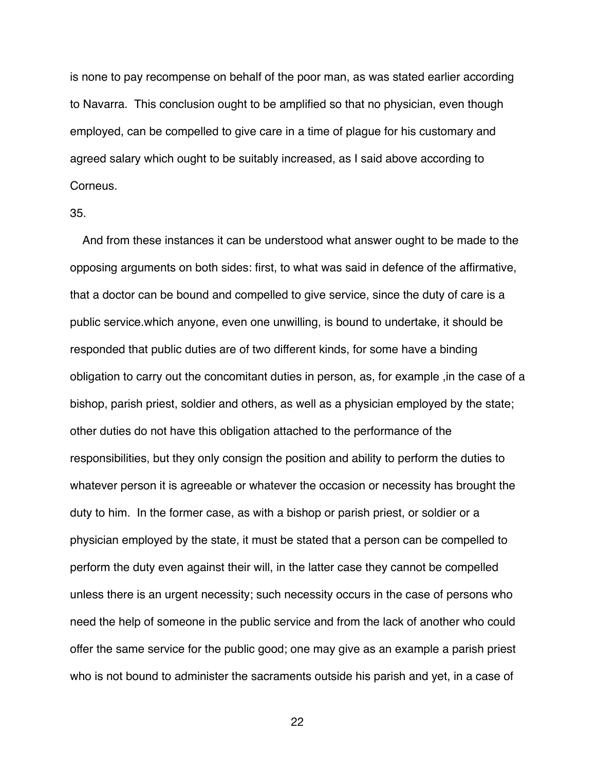is none to pay recompense on behalf of the poor man, as was stated earlier according to Navarra. This conclusion ought to be amplified so that no physician, even though employed, can be compelled to give care in a time of plague for his customary and agreed salary which ought to be suitably increased, as I said above according to Corneus.

35.

And from these instances it can be understood what answer ought to be made to the opposing arguments on both sides: first, to what was said in defence of the affirmative, that a doctor can be bound and compelled to give service, since the duty of care is a public service.which anyone, even one unwilling, is bound to undertake, it should be responded that public duties are of two different kinds, for some have a binding obligation to carry out the concomitant duties in person, as, for example ,in the case of a bishop, parish priest, soldier and others, as well as a physician employed by the state; other duties do not have this obligation attached to the performance of the responsibilities, but they only consign the position and ability to perform the duties to whatever person it is agreeable or whatever the occasion or necessity has brought the duty to him. In the former case, as with a bishop or parish priest, or soldier or a physician employed by the state, it must be stated that a person can be compelled to perform the duty even against their will, in the latter case they cannot be compelled unless there is an urgent necessity; such necessity occurs in the case of persons who need the help of someone in the public service and from the lack of another who could offer the same service for the public good; one may give as an example a parish priest who is not bound to administer the sacraments outside his parish and yet, in a case of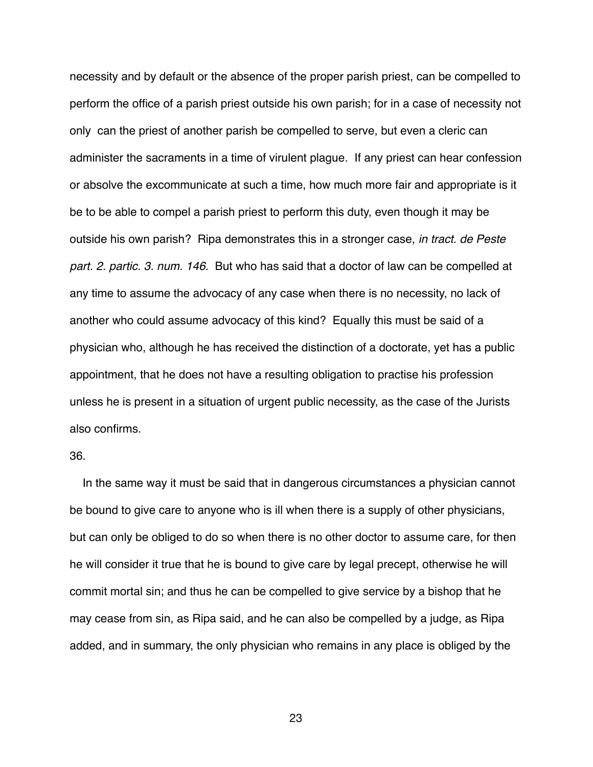necessity and by default or the absence of the proper parish priest, can be compelled to perform the office of a parish priest outside his own parish; for in a case of necessity not only can the priest of another parish be compelled to serve, but even a cleric can administer the sacraments in a time of virulent plague. If any priest can hear confession or absolve the excommunicate at such a time, how much more fair and appropriate is it be to be able to compel a parish priest to perform this duty, even though it may be outside his own parish? Ripa demonstrates this in a stronger case, *in tract. de Peste part. 2. partic. 3. num. 146.* But who has said that a doctor of law can be compelled at any time to assume the advocacy of any case when there is no necessity, no lack of another who could assume advocacy of this kind? Equally this must be said of a physician who, although he has received the distinction of a doctorate, yet has a public appointment, that he does not have a resulting obligation to practise his profession unless he is present in a situation of urgent public necessity, as the case of the Jurists also confirms.

36.

In the same way it must be said that in dangerous circumstances a physician cannot be bound to give care to anyone who is ill when there is a supply of other physicians, but can only be obliged to do so when there is no other doctor to assume care, for then he will consider it true that he is bound to give care by legal precept, otherwise he will commit mortal sin; and thus he can be compelled to give service by a bishop that he may cease from sin, as Ripa said, and he can also be compelled by a judge, as Ripa added, and in summary, the only physician who remains in any place is obliged by the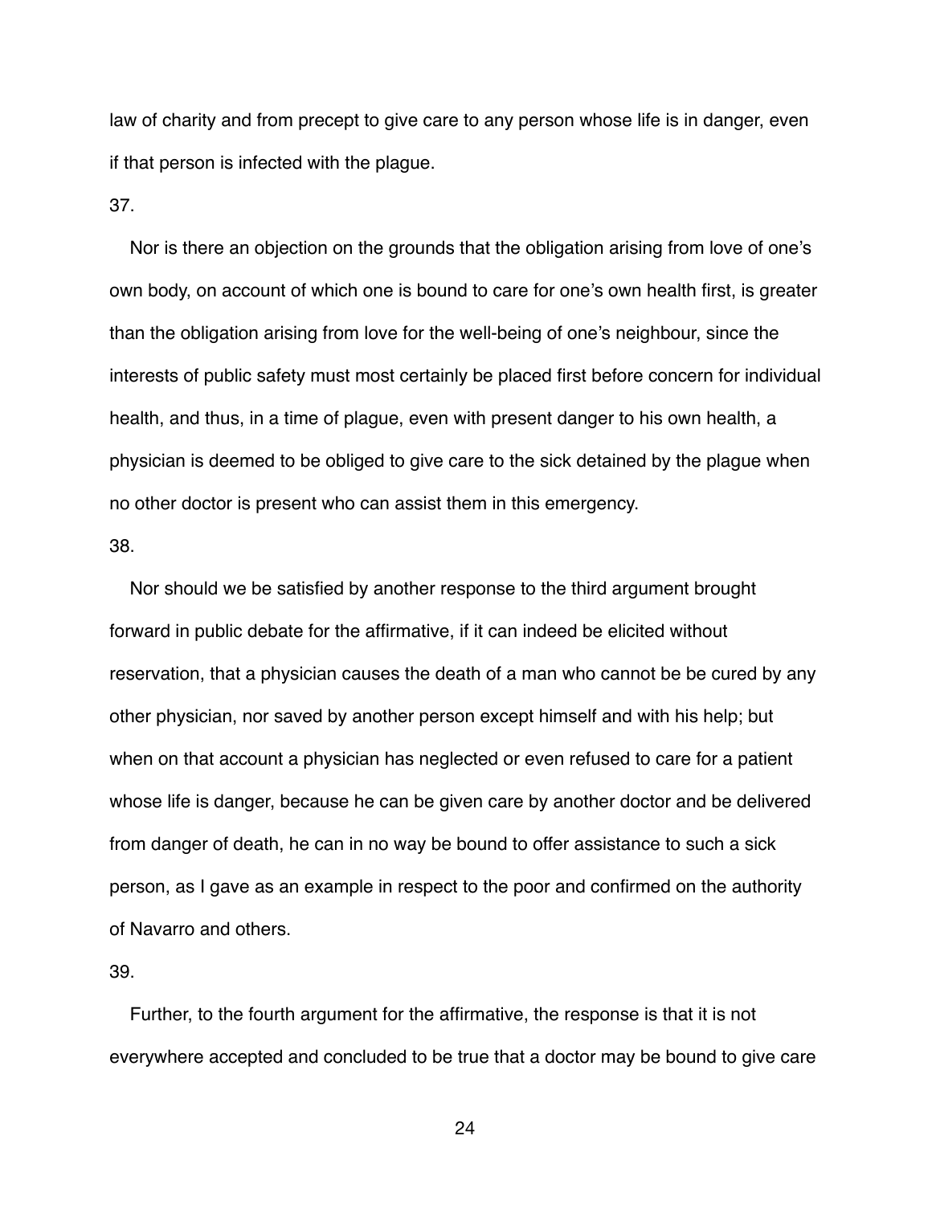law of charity and from precept to give care to any person whose life is in danger, even if that person is infected with the plague.

37.

Nor is there an objection on the grounds that the obligation arising from love of one's own body, on account of which one is bound to care for one's own health first, is greater than the obligation arising from love for the well-being of one's neighbour, since the interests of public safety must most certainly be placed first before concern for individual health, and thus, in a time of plague, even with present danger to his own health, a physician is deemed to be obliged to give care to the sick detained by the plague when no other doctor is present who can assist them in this emergency.

38.

Nor should we be satisfied by another response to the third argument brought forward in public debate for the affirmative, if it can indeed be elicited without reservation, that a physician causes the death of a man who cannot be be cured by any other physician, nor saved by another person except himself and with his help; but when on that account a physician has neglected or even refused to care for a patient whose life is danger, because he can be given care by another doctor and be delivered from danger of death, he can in no way be bound to offer assistance to such a sick person, as I gave as an example in respect to the poor and confirmed on the authority of Navarro and others.

39.

Further, to the fourth argument for the affirmative, the response is that it is not everywhere accepted and concluded to be true that a doctor may be bound to give care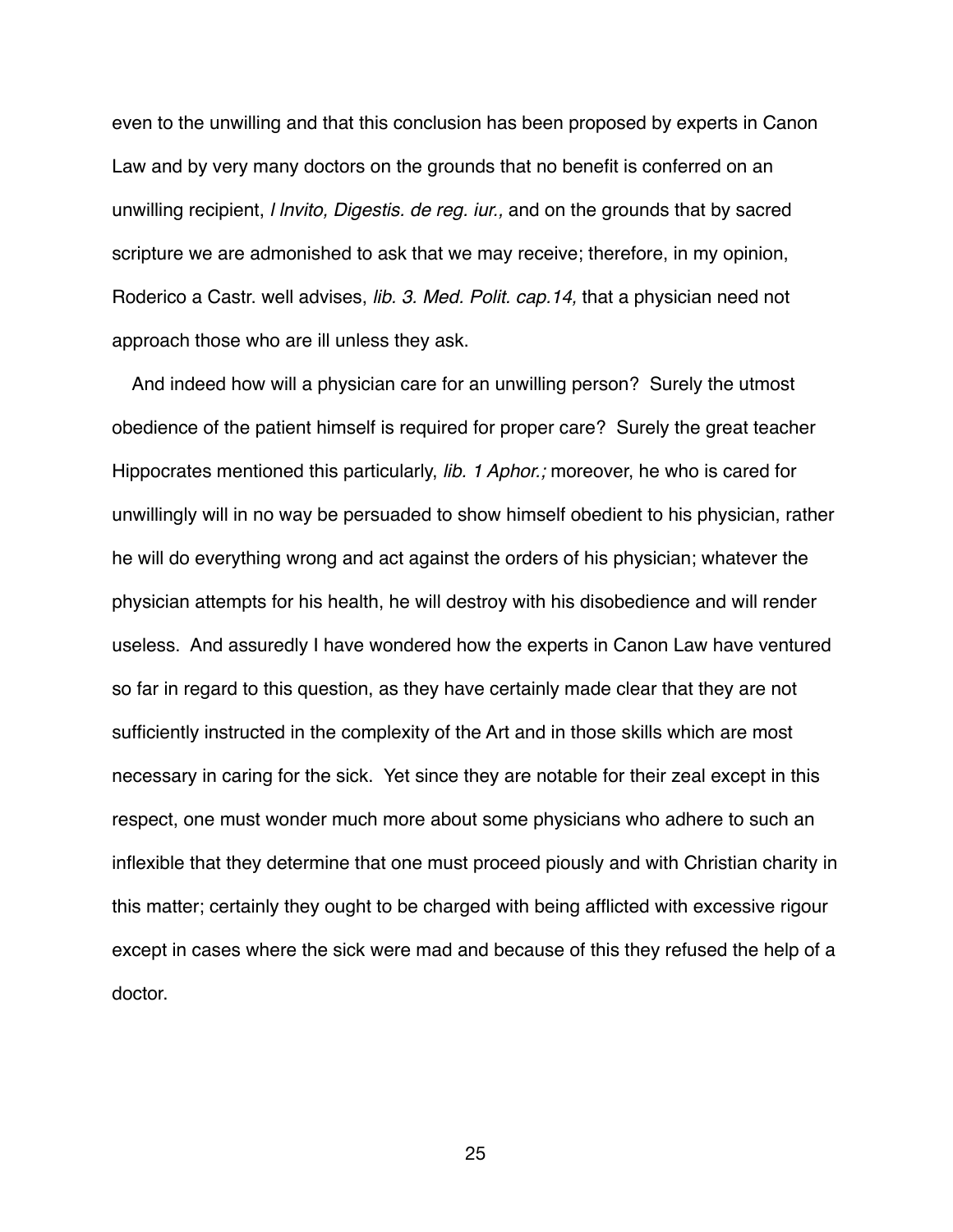even to the unwilling and that this conclusion has been proposed by experts in Canon Law and by very many doctors on the grounds that no benefit is conferred on an unwilling recipient, *l Invito, Digestis. de reg. iur.,* and on the grounds that by sacred scripture we are admonished to ask that we may receive; therefore, in my opinion, Roderico a Castr. well advises, *lib. 3. Med. Polit. cap.14,* that a physician need not approach those who are ill unless they ask.

And indeed how will a physician care for an unwilling person? Surely the utmost obedience of the patient himself is required for proper care? Surely the great teacher Hippocrates mentioned this particularly, *lib. 1 Aphor.;* moreover, he who is cared for unwillingly will in no way be persuaded to show himself obedient to his physician, rather he will do everything wrong and act against the orders of his physician; whatever the physician attempts for his health, he will destroy with his disobedience and will render useless. And assuredly I have wondered how the experts in Canon Law have ventured so far in regard to this question, as they have certainly made clear that they are not sufficiently instructed in the complexity of the Art and in those skills which are most necessary in caring for the sick. Yet since they are notable for their zeal except in this respect, one must wonder much more about some physicians who adhere to such an inflexible that they determine that one must proceed piously and with Christian charity in this matter; certainly they ought to be charged with being afflicted with excessive rigour except in cases where the sick were mad and because of this they refused the help of a doctor.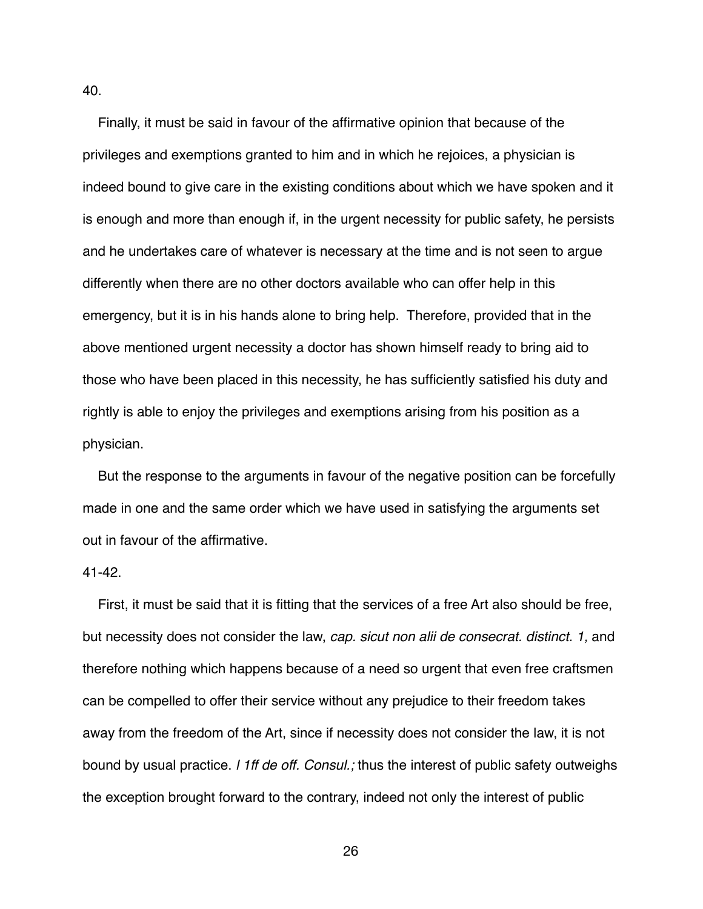40.

Finally, it must be said in favour of the affirmative opinion that because of the privileges and exemptions granted to him and in which he rejoices, a physician is indeed bound to give care in the existing conditions about which we have spoken and it is enough and more than enough if, in the urgent necessity for public safety, he persists and he undertakes care of whatever is necessary at the time and is not seen to argue differently when there are no other doctors available who can offer help in this emergency, but it is in his hands alone to bring help. Therefore, provided that in the above mentioned urgent necessity a doctor has shown himself ready to bring aid to those who have been placed in this necessity, he has sufficiently satisfied his duty and rightly is able to enjoy the privileges and exemptions arising from his position as a physician.

But the response to the arguments in favour of the negative position can be forcefully made in one and the same order which we have used in satisfying the arguments set out in favour of the affirmative.

41-42.

First, it must be said that it is fitting that the services of a free Art also should be free, but necessity does not consider the law, *cap. sicut non alii de consecrat. distinct. 1,* and therefore nothing which happens because of a need so urgent that even free craftsmen can be compelled to offer their service without any prejudice to their freedom takes away from the freedom of the Art, since if necessity does not consider the law, it is not bound by usual practice. *l 1ff de off. Consul.;* thus the interest of public safety outweighs the exception brought forward to the contrary, indeed not only the interest of public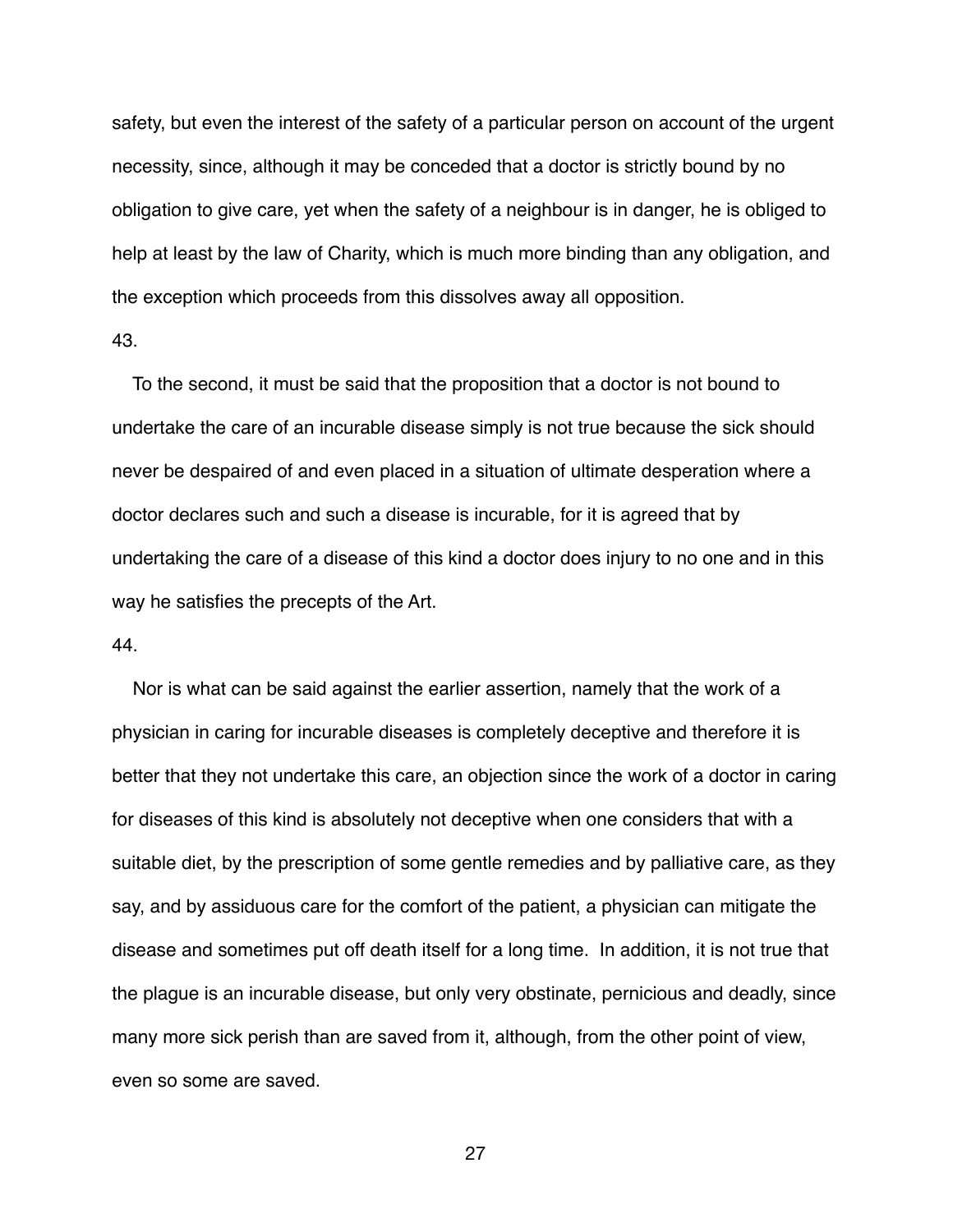safety, but even the interest of the safety of a particular person on account of the urgent necessity, since, although it may be conceded that a doctor is strictly bound by no obligation to give care, yet when the safety of a neighbour is in danger, he is obliged to help at least by the law of Charity, which is much more binding than any obligation, and the exception which proceeds from this dissolves away all opposition.

43.

To the second, it must be said that the proposition that a doctor is not bound to undertake the care of an incurable disease simply is not true because the sick should never be despaired of and even placed in a situation of ultimate desperation where a doctor declares such and such a disease is incurable, for it is agreed that by undertaking the care of a disease of this kind a doctor does injury to no one and in this way he satisfies the precepts of the Art.

44.

Nor is what can be said against the earlier assertion, namely that the work of a physician in caring for incurable diseases is completely deceptive and therefore it is better that they not undertake this care, an objection since the work of a doctor in caring for diseases of this kind is absolutely not deceptive when one considers that with a suitable diet, by the prescription of some gentle remedies and by palliative care, as they say, and by assiduous care for the comfort of the patient, a physician can mitigate the disease and sometimes put off death itself for a long time. In addition, it is not true that the plague is an incurable disease, but only very obstinate, pernicious and deadly, since many more sick perish than are saved from it, although, from the other point of view, even so some are saved.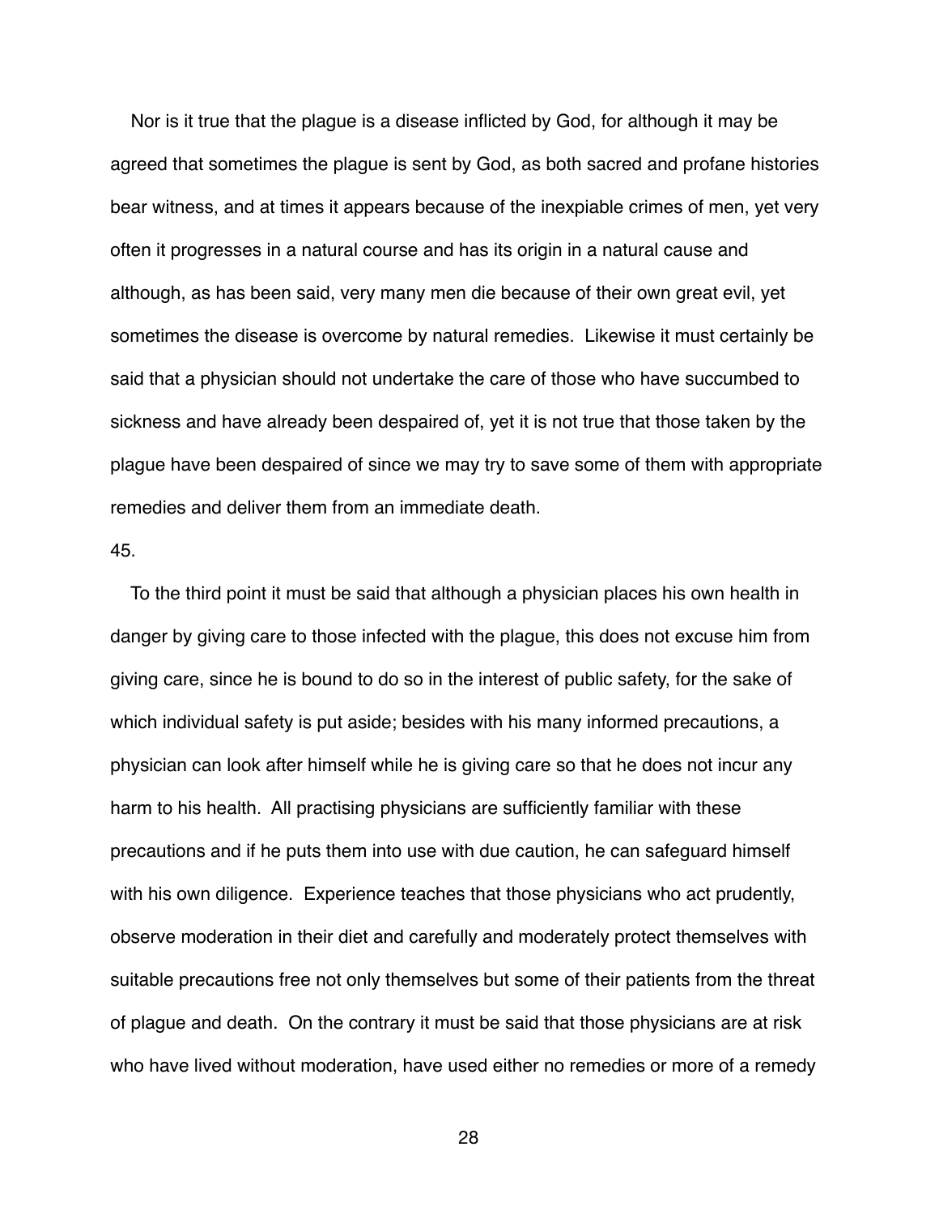Nor is it true that the plague is a disease inflicted by God, for although it may be agreed that sometimes the plague is sent by God, as both sacred and profane histories bear witness, and at times it appears because of the inexpiable crimes of men, yet very often it progresses in a natural course and has its origin in a natural cause and although, as has been said, very many men die because of their own great evil, yet sometimes the disease is overcome by natural remedies. Likewise it must certainly be said that a physician should not undertake the care of those who have succumbed to sickness and have already been despaired of, yet it is not true that those taken by the plague have been despaired of since we may try to save some of them with appropriate remedies and deliver them from an immediate death.

45.

To the third point it must be said that although a physician places his own health in danger by giving care to those infected with the plague, this does not excuse him from giving care, since he is bound to do so in the interest of public safety, for the sake of which individual safety is put aside; besides with his many informed precautions, a physician can look after himself while he is giving care so that he does not incur any harm to his health. All practising physicians are sufficiently familiar with these precautions and if he puts them into use with due caution, he can safeguard himself with his own diligence. Experience teaches that those physicians who act prudently, observe moderation in their diet and carefully and moderately protect themselves with suitable precautions free not only themselves but some of their patients from the threat of plague and death. On the contrary it must be said that those physicians are at risk who have lived without moderation, have used either no remedies or more of a remedy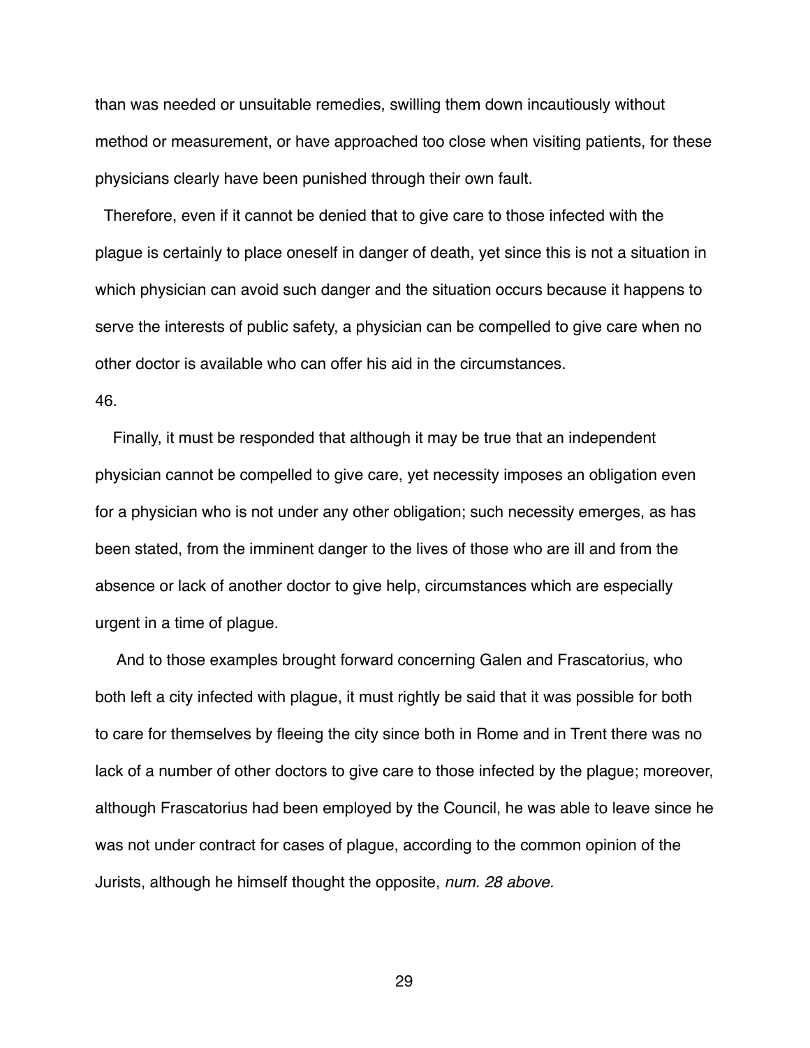than was needed or unsuitable remedies, swilling them down incautiously without method or measurement, or have approached too close when visiting patients, for these physicians clearly have been punished through their own fault.

Therefore, even if it cannot be denied that to give care to those infected with the plague is certainly to place oneself in danger of death, yet since this is not a situation in which physician can avoid such danger and the situation occurs because it happens to serve the interests of public safety, a physician can be compelled to give care when no other doctor is available who can offer his aid in the circumstances.

46.

Finally, it must be responded that although it may be true that an independent physician cannot be compelled to give care, yet necessity imposes an obligation even for a physician who is not under any other obligation; such necessity emerges, as has been stated, from the imminent danger to the lives of those who are ill and from the absence or lack of another doctor to give help, circumstances which are especially urgent in a time of plague.

And to those examples brought forward concerning Galen and Frascatorius, who both left a city infected with plague, it must rightly be said that it was possible for both to care for themselves by fleeing the city since both in Rome and in Trent there was no lack of a number of other doctors to give care to those infected by the plague; moreover, although Frascatorius had been employed by the Council, he was able to leave since he was not under contract for cases of plague, according to the common opinion of the Jurists, although he himself thought the opposite, *num. 28 above.*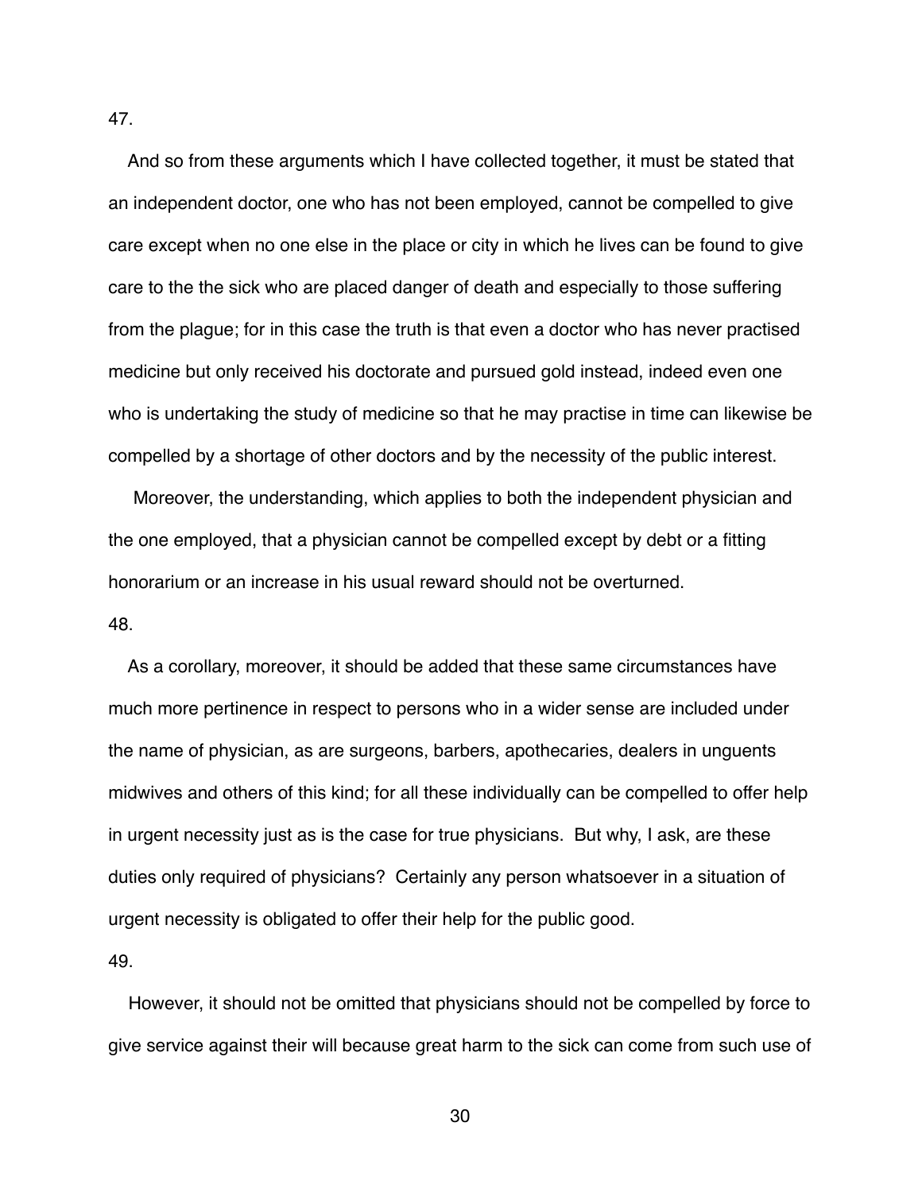47.

And so from these arguments which I have collected together, it must be stated that an independent doctor, one who has not been employed, cannot be compelled to give care except when no one else in the place or city in which he lives can be found to give care to the the sick who are placed danger of death and especially to those suffering from the plague; for in this case the truth is that even a doctor who has never practised medicine but only received his doctorate and pursued gold instead, indeed even one who is undertaking the study of medicine so that he may practise in time can likewise be compelled by a shortage of other doctors and by the necessity of the public interest.

Moreover, the understanding, which applies to both the independent physician and the one employed, that a physician cannot be compelled except by debt or a fitting honorarium or an increase in his usual reward should not be overturned.

48.

As a corollary, moreover, it should be added that these same circumstances have much more pertinence in respect to persons who in a wider sense are included under the name of physician, as are surgeons, barbers, apothecaries, dealers in unguents midwives and others of this kind; for all these individually can be compelled to offer help in urgent necessity just as is the case for true physicians. But why, I ask, are these duties only required of physicians? Certainly any person whatsoever in a situation of urgent necessity is obligated to offer their help for the public good.

49.

However, it should not be omitted that physicians should not be compelled by force to give service against their will because great harm to the sick can come from such use of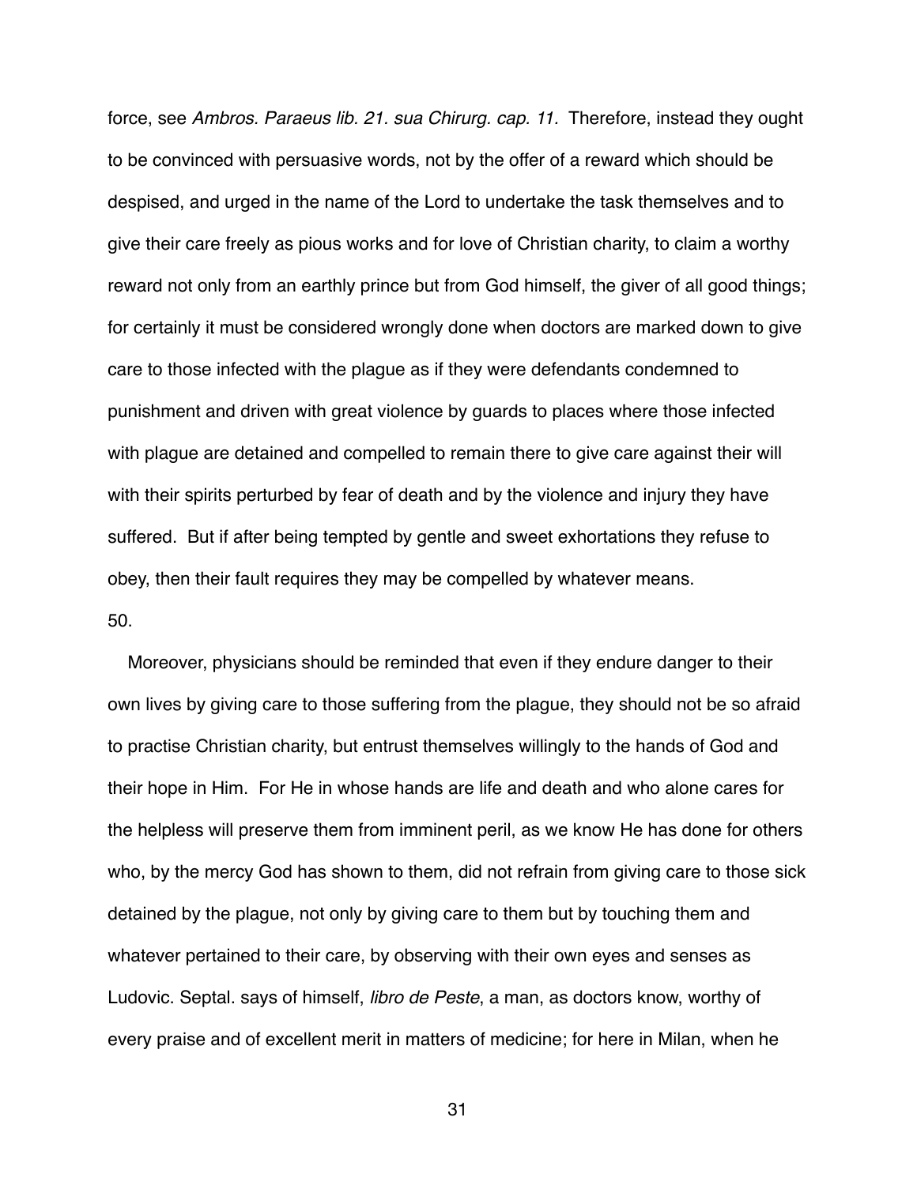force, see *Ambros. Paraeus lib. 21. sua Chirurg. cap. 11.* Therefore, instead they ought to be convinced with persuasive words, not by the offer of a reward which should be despised, and urged in the name of the Lord to undertake the task themselves and to give their care freely as pious works and for love of Christian charity, to claim a worthy reward not only from an earthly prince but from God himself, the giver of all good things; for certainly it must be considered wrongly done when doctors are marked down to give care to those infected with the plague as if they were defendants condemned to punishment and driven with great violence by guards to places where those infected with plague are detained and compelled to remain there to give care against their will with their spirits perturbed by fear of death and by the violence and injury they have suffered. But if after being tempted by gentle and sweet exhortations they refuse to obey, then their fault requires they may be compelled by whatever means.

50.

Moreover, physicians should be reminded that even if they endure danger to their own lives by giving care to those suffering from the plague, they should not be so afraid to practise Christian charity, but entrust themselves willingly to the hands of God and their hope in Him. For He in whose hands are life and death and who alone cares for the helpless will preserve them from imminent peril, as we know He has done for others who, by the mercy God has shown to them, did not refrain from giving care to those sick detained by the plague, not only by giving care to them but by touching them and whatever pertained to their care, by observing with their own eyes and senses as Ludovic. Septal. says of himself, *libro de Peste*, a man, as doctors know, worthy of every praise and of excellent merit in matters of medicine; for here in Milan, when he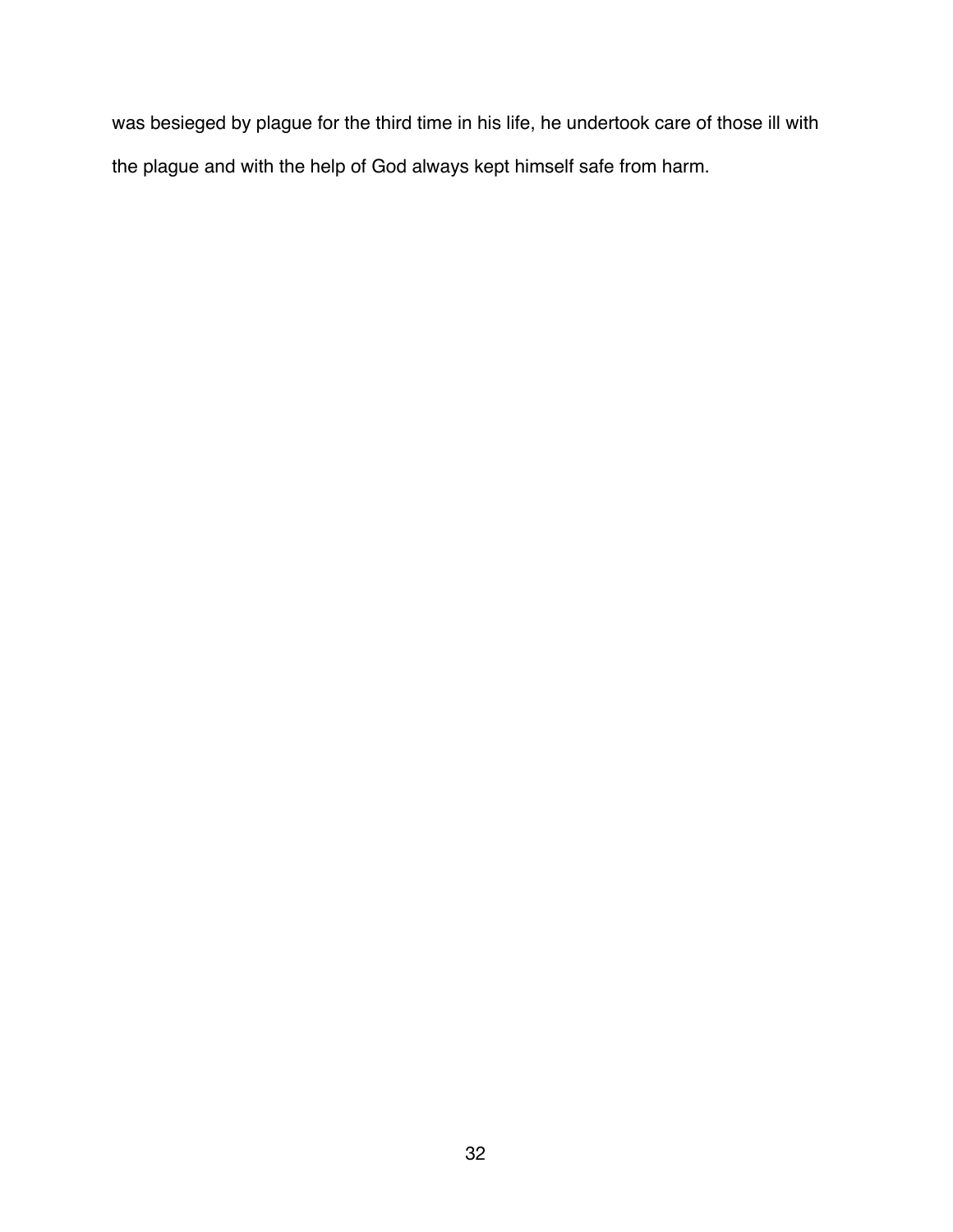was besieged by plague for the third time in his life, he undertook care of those ill with the plague and with the help of God always kept himself safe from harm.